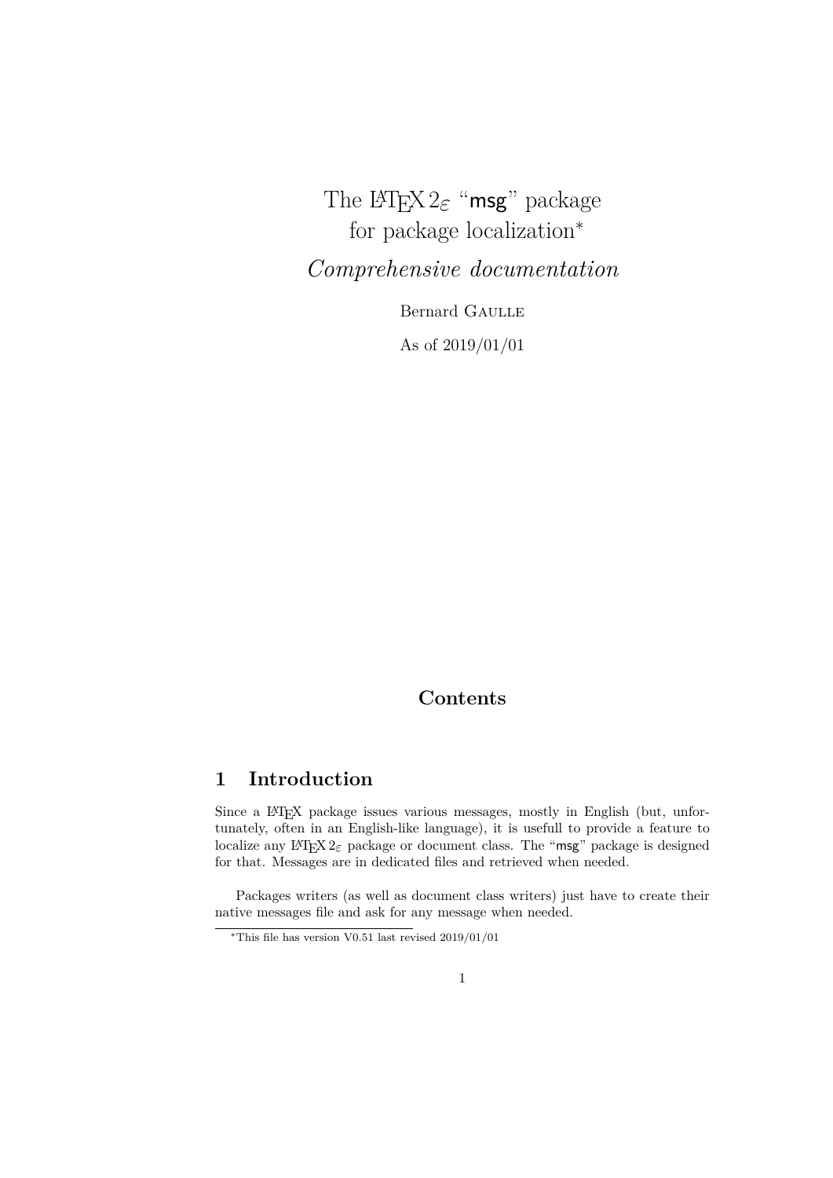# The LaTeX $2_\varepsilon$ "msg" package for package localization*

*Comprehensive documentation*

Bernard Gaulle

As of 2019/01/01

## Contents

## 1 Introduction

Since a LaTeX package issues various messages, mostly in English (but, unfortunately, often in an English-like language), it is usefull to provide a feature to localize any LaTeX $2_\varepsilon$ package or document class. The "msg" package is designed for that. Messages are in dedicated files and retrieved when needed.

Packages writers (as well as document class writers) just have to create their native messages file and ask for any message when needed.

*This file has version V0.51 last revised 2019/01/01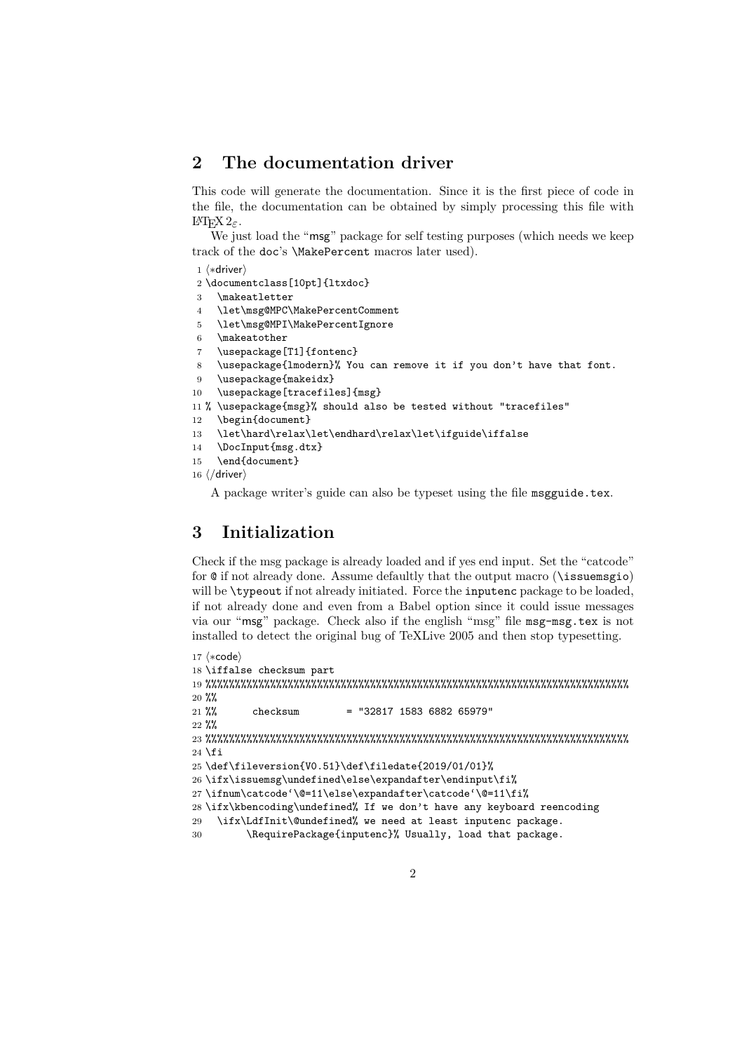## 2 The documentation driver

This code will generate the documentation. Since it is the first piece of code in the file, the documentation can be obtained by simply processing this file with LaTeX 2ε.

We just load the "msg" package for self testing purposes (which needs we keep track of the doc's \MakePercent macros later used).

```
1 ⟨*driver⟩
2 \documentclass[10pt]{ltxdoc}
3   \makeatletter
4   \let\msg@MPC\MakePercentComment
5   \let\msg@MPI\MakePercentIgnore
6   \makeatother
7   \usepackage[T1]{fontenc}
8   \usepackage{lmodern}% You can remove it if you don't have that font.
9   \usepackage{makeidx}
10  \usepackage[tracefiles]{msg}
11 % \usepackage{msg}% should also be tested without "tracefiles"
12  \begin{document}
13  \let\hard\relax\let\endhard\relax\let\ifguide\iffalse
14  \DocInput{msg.dtx}
15  \end{document}
16 ⟨/driver⟩
```

A package writer's guide can also be typeset using the file msgguide.tex.

## 3 Initialization

Check if the msg package is already loaded and if yes end input. Set the "catcode" for @ if not already done. Assume defaultly that the output macro (\issuemsgio) will be \typeout if not already initiated. Force the inputenc package to be loaded, if not already done and even from a Babel option since it could issue messages via our "msg" package. Check also if the english "msg" file msg-msg.tex is not installed to detect the original bug of TeXLive 2005 and then stop typesetting.

```
17 ⟨*code⟩
18 \iffalse checksum part
19 %%%%%%%%%%%%%%%%%%%%%%%%%%%%%%%%%%%%%%%%%%%%%%%%%%%%%%%%%%%%%%%%%%%%%%%%%%%%
20 %%
21 %%      checksum        = "32817 1583 6882 65979"
22 %%
23 %%%%%%%%%%%%%%%%%%%%%%%%%%%%%%%%%%%%%%%%%%%%%%%%%%%%%%%%%%%%%%%%%%%%%%%%%%%%
24 \fi
25 \def\fileversion{V0.51}\def\filedate{2019/01/01}%
26 \ifx\issuemsg\undefined\else\expandafter\endinput\fi%
27 \ifnum\catcode`\@=11\else\expandafter\catcode`\@=11\fi%
28 \ifx\kbencoding\undefined% If we don't have any keyboard reencoding
29   \ifx\LdfInit\@undefined% we need at least inputenc package.
30       \RequirePackage{inputenc}% Usually, load that package.
```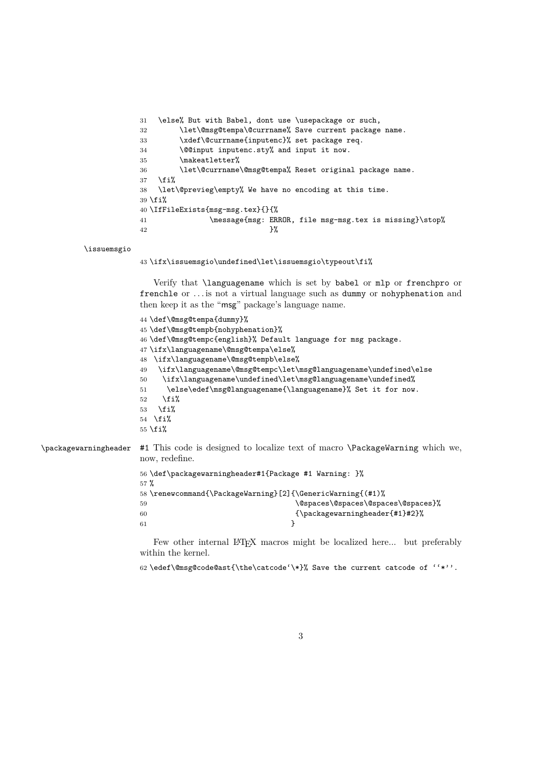```
31   \else% But with Babel, dont use \usepackage or such,
32        \let\@msg@tempa\@currname% Save current package name.
33        \xdef\@currname{inputenc}% set package req.
34        \@@input inputenc.sty% and input it now.
35        \makeatletter%
36        \let\@currname\@msg@tempa% Reset original package name.
37   \fi%
38   \let\@previeg\empty% We have no encoding at this time.
39 \fi%
40 \IfFileExists{msg-msg.tex}{}{%
41               \message{msg: ERROR, file msg-msg.tex is missing}\stop%
42                              }%
```

\issuemsgio

```
43 \ifx\issuemsgio\undefined\let\issuemsgio\typeout\fi%
```

Verify that `\languagename` which is set by `babel` or `mlp` or `frenchpro` or `frenchle` or ... is not a virtual language such as `dummy` or `nohyphenation` and then keep it as the "`msg`" package's language name.

```
44 \def\@msg@tempa{dummy}%
45 \def\@msg@tempb{nohyphenation}%
46 \def\@msg@tempc{english}% Default language for msg package.
47 \ifx\languagename\@msg@tempa\else%
48  \ifx\languagename\@msg@tempb\else%
49   \ifx\languagename\@msg@tempc\let\msg@languagename\undefined\else
50    \ifx\languagename\undefined\let\msg@languagename\undefined%
51     \else\edef\msg@languagename{\languagename}% Set it for now.
52    \fi%
53   \fi%
54  \fi%
55 \fi%
```

\packagewarningheader

#1 This code is designed to localize text of macro `\PackageWarning` which we, now, redefine.

```
56 \def\packagewarningheader#1{Package #1 Warning: }%
57 %
58 \renewcommand{\PackageWarning}[2]{\GenericWarning{(#1)%
59                                    \@spaces\@spaces\@spaces\@spaces}%
60                                    {\packagewarningheader{#1}#2}%
61                                   }
```

Few other internal LaTeX macros might be localized here... but preferably within the kernel.

```
62 \edef\@msg@code@ast{\the\catcode`\*}% Save the current catcode of ``*''.
```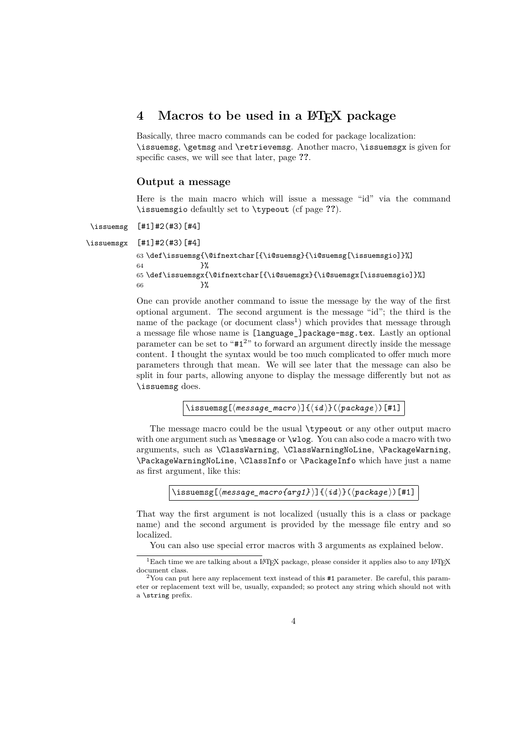# 4 Macros to be used in a LaTeX package

Basically, three macro commands can be coded for package localization: `\issuemsg`, `\getmsg` and `\retrievemsg`. Another macro, `\issuemsgx` is given for specific cases, we will see that later, page **??**.

### Output a message

Here is the main macro which will issue a message "id" via the command `\issuemsgio` defaultly set to `\typeout` (cf page **??**).

`\issuemsg` [#1]#2(#3)[#4]

`\issuemsgx` [#1]#2(#3)[#4]

```
63 \def\issuemsg{\@ifnextchar[{\i@suemsg}{\i@suemsg[\issuemsgio]}%]
64              }%
65 \def\issuemsgx{\@ifnextchar[{\i@suemsgx}{\i@suemsgx[\issuemsgio]}%]
66              }%
```

One can provide another command to issue the message by the way of the first optional argument. The second argument is the message "id"; the third is the name of the package (or document class[1]) which provides that message through a message file whose name is `[language_]package-msg.tex`. Lastly an optional parameter can be set to "`#1`[2]" to forward an argument directly inside the message content. I thought the syntax would be too much complicated to offer much more parameters through that mean. We will see later that the message can also be split in four parts, allowing anyone to display the message differently but not as `\issuemsg` does.

```
\issuemsg[⟨message_macro⟩]{⟨id⟩}(⟨package⟩)[#1]
```

The message macro could be the usual `\typeout` or any other output macro with one argument such as `\message` or `\wlog`. You can also code a macro with two arguments, such as `\ClassWarning`, `\ClassWarningNoLine`, `\PackageWarning`, `\PackageWarningNoLine`, `\ClassInfo` or `\PackageInfo` which have just a name as first argument, like this:

```
\issuemsg[⟨message_macro{arg1}⟩]{⟨id⟩}(⟨package⟩)[#1]
```

That way the first argument is not localized (usually this is a class or package name) and the second argument is provided by the message file entry and so localized.

You can also use special error macros with 3 arguments as explained below.

---

[1] Each time we are talking about a LaTeX package, please consider it applies also to any LaTeX document class.

[2] You can put here any replacement text instead of this `#1` parameter. Be careful, this parameter or replacement text will be, usually, expanded; so protect any string which should not with a `\string` prefix.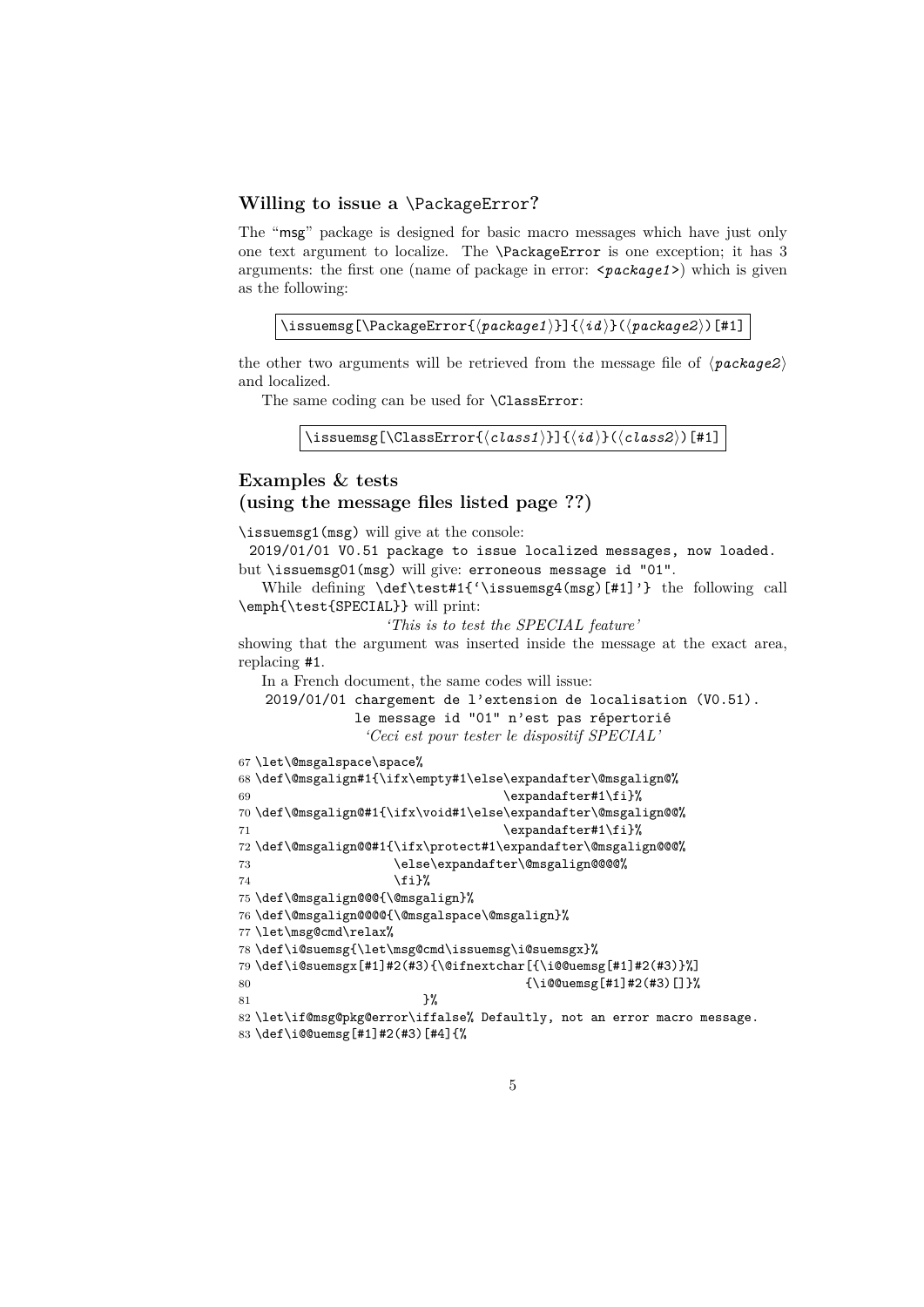### Willing to issue a \PackageError?

The “msg” package is designed for basic macro messages which have just only one text argument to localize. The `\PackageError` is one exception; it has 3 arguments: the first one (name of package in error: `<package1>`) which is given as the following:

```
\issuemsg[\PackageError{⟨package1⟩}]{⟨id⟩}(⟨package2⟩)[#1]
```

the other two arguments will be retrieved from the message file of ⟨*package2*⟩ and localized.

The same coding can be used for `\ClassError`:

```
\issuemsg[\ClassError{⟨class1⟩}]{⟨id⟩}(⟨class2⟩)[#1]
```

### Examples & tests (using the message files listed page ??)

`\issuemsg1(msg)` will give at the console:

`2019/01/01 V0.51 package to issue localized messages, now loaded.`

but `\issuemsg01(msg)` will give: `erroneous message id "01".`

While defining `\def\test#1{‘\issuemsg4(msg)[#1]’}` the following call `\emph{\test{SPECIAL}}` will print:

*‘This is to test the SPECIAL feature’*

showing that the argument was inserted inside the message at the exact area, replacing `#1`.

In a French document, the same codes will issue:

`2019/01/01 chargement de l’extension de localisation (V0.51).`

`le message id "01" n’est pas répertorié`

*‘Ceci est pour tester le dispositif SPECIAL’*

```
67 \let\@msgalspace\space%
68 \def\@msgalign#1{\ifx\empty#1\else\expandafter\@msgalign@%
69                                   \expandafter#1\fi}%
70 \def\@msgalign@#1{\ifx\void#1\else\expandafter\@msgalign@@%
71                                   \expandafter#1\fi}%
72 \def\@msgalign@@#1{\ifx\protect#1\expandafter\@msgalign@@@%
73                   \else\expandafter\@msgalign@@@@%
74                   \fi}%
75 \def\@msgalign@@@{\@msgalign}%
76 \def\@msgalign@@@@{\@msgalspace\@msgalign}%
77 \let\msg@cmd\relax%
78 \def\i@suemsg{\let\msg@cmd\issuemsg\i@suemsgx}%
79 \def\i@suemsgx[#1]#2(#3){\@ifnextchar[{\i@@uemsg[#1]#2(#3)}%]
80                                   {\i@@uemsg[#1]#2(#3)[]}%
81                         }%
82 \let\if@msg@pkg@error\iffalse% Defaultly, not an error macro message.
83 \def\i@@uemsg[#1]#2(#3)[#4]{%
```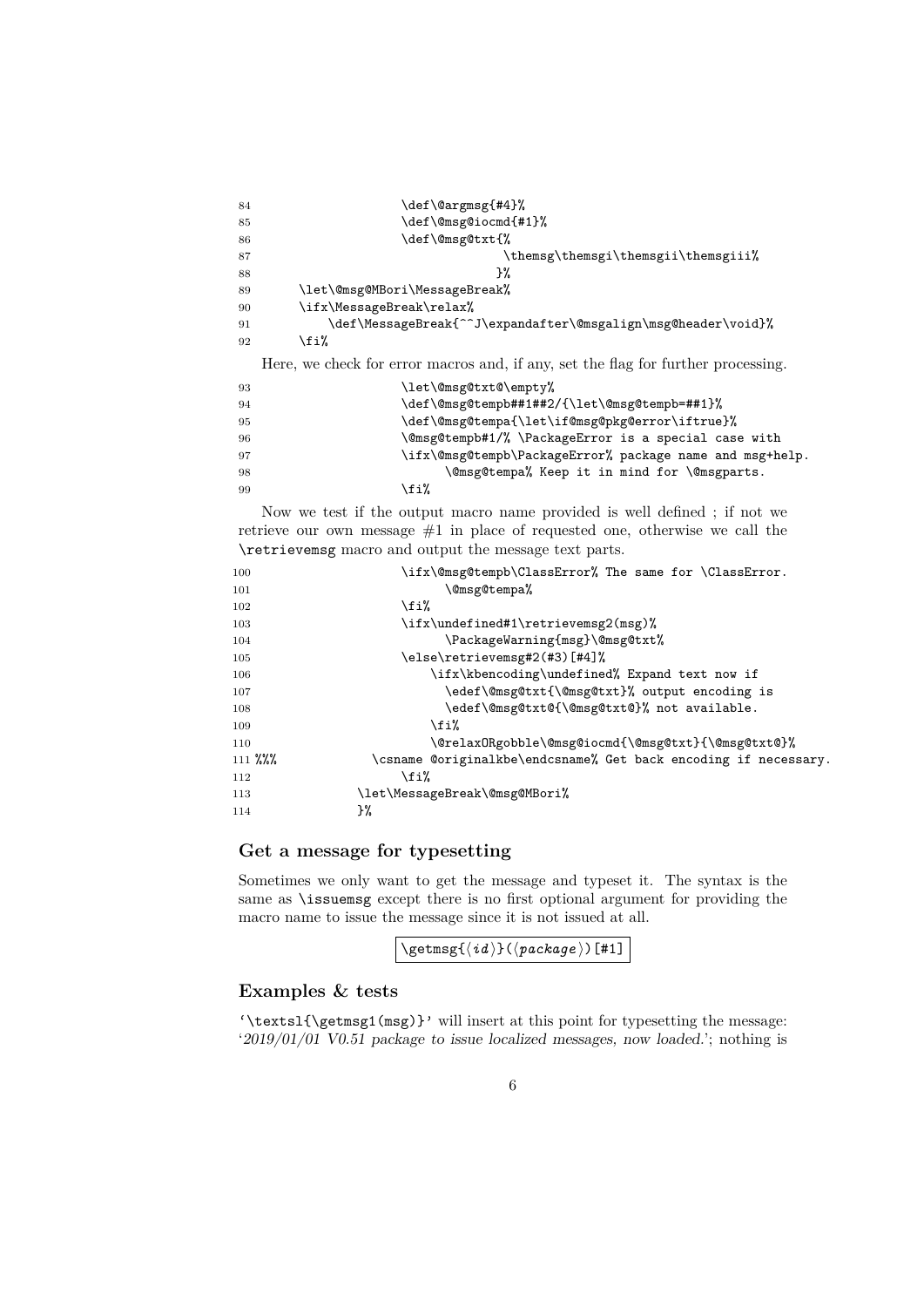```
84                      \def\@argmsg{#4}%
85                      \def\@msg@iocmd{#1}%
86                      \def\@msg@txt{%
87                                  \themsg\themsgi\themsgii\themsgiii%
88                                 }%
89        \let\@msg@MBori\MessageBreak%
90        \ifx\MessageBreak\relax%
91            \def\MessageBreak{^^J\expandafter\@msgalign\msg@header\void}%
92        \fi%
```

Here, we check for error macros and, if any, set the flag for further processing.

```
93                      \let\@msg@txt@\empty%
94                      \def\@msg@tempb##1##2/{\let\@msg@tempb=##1}%
95                      \def\@msg@tempa{\let\if@msg@pkg@error\iftrue}%
96                      \@msg@tempb#1/% \PackageError is a special case with
97                      \ifx\@msg@tempb\PackageError% package name and msg+help.
98                           \@msg@tempa% Keep it in mind for \@msgparts.
99                      \fi%
```

Now we test if the output macro name provided is well defined ; if not we retrieve our own message #1 in place of requested one, otherwise we call the `\retrievemsg` macro and output the message text parts.

```
100                     \ifx\@msg@tempb\ClassError% The same for \ClassError.
101                          \@msg@tempa%
102                     \fi%
103                     \ifx\undefined#1\retrievemsg2(msg)%
104                          \PackageWarning{msg}\@msg@txt%
105                     \else\retrievemsg#2(#3)[#4]%
106                         \ifx\kbencoding\undefined% Expand text now if
107                            \edef\@msg@txt{\@msg@txt}% output encoding is
108                            \edef\@msg@txt@{\@msg@txt@}% not available.
109                         \fi%
110                         \@relaxORgobble\@msg@iocmd{\@msg@txt}{\@msg@txt@}%
111 %%%             \csname @originalkbe\endcsname% Get back encoding if necessary.
112                     \fi%
113               \let\MessageBreak\@msg@MBori%
114               }%
```

### Get a message for typesetting

Sometimes we only want to get the message and typeset it. The syntax is the same as `\issuemsg` except there is no first optional argument for providing the macro name to issue the message since it is not issued at all.

`\getmsg{⟨id⟩}(⟨package⟩)[#1]`

### Examples & tests

'`\textsl{\getmsg1(msg)}`' will insert at this point for typesetting the message: '*2019/01/01 V0.51 package to issue localized messages, now loaded.*'; nothing is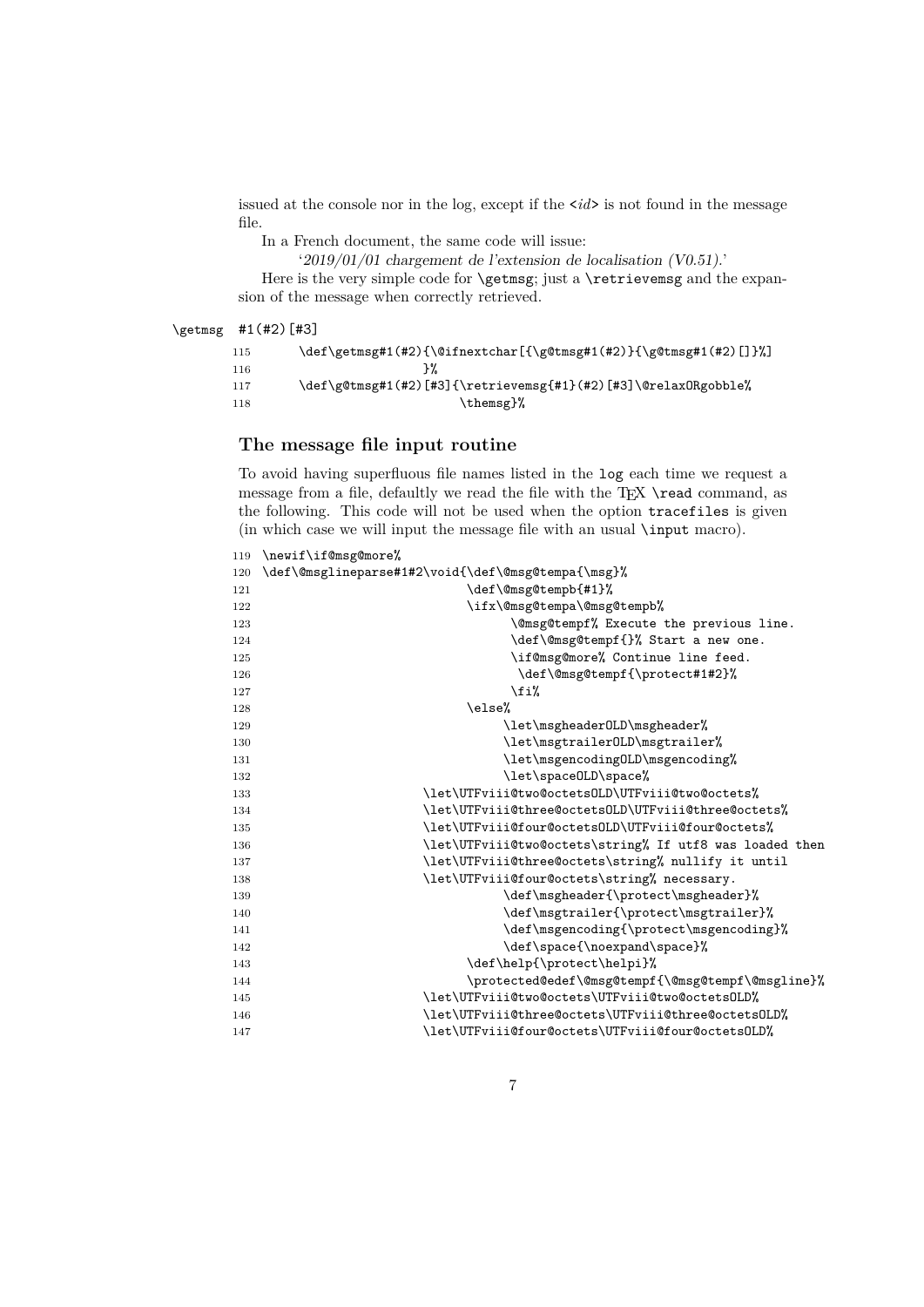issued at the console nor in the log, except if the <*id*> is not found in the message file.

In a French document, the same code will issue:

'*2019/01/01 chargement de l'extension de localisation (V0.51).*'

Here is the very simple code for `\getmsg`; just a `\retrievemsg` and the expansion of the message when correctly retrieved.

`\getmsg` `#1(#2)[#3]`

```
115      \def\getmsg#1(#2){\@ifnextchar[{\g@tmsg#1(#2)}{\g@tmsg#1(#2)[]}%]
116                       }%
117      \def\g@tmsg#1(#2)[#3]{\retrievemsg{#1}(#2)[#3]\@relaxORgobble%
118                              \themsg}%
```

### The message file input routine

To avoid having superfluous file names listed in the log each time we request a message from a file, defaultly we read the file with the TEX `\read` command, as the following. This code will not be used when the option `tracefiles` is given (in which case we will input the message file with an usual `\input` macro).

```
119 \newif\if@msg@more%
120 \def\@msglineparse#1#2\void{\def\@msg@tempa{\msg}%
121                              \def\@msg@tempb{#1}%
122                              \ifx\@msg@tempa\@msg@tempb%
123                                     \@msg@tempf% Execute the previous line.
124                                     \def\@msg@tempf{}% Start a new one.
125                                     \if@msg@more% Continue line feed.
126                                      \def\@msg@tempf{\protect#1#2}%
127                                     \fi%
128                              \else%
129                                    \let\msgheaderOLD\msgheader%
130                                    \let\msgtrailerOLD\msgtrailer%
131                                    \let\msgencodingOLD\msgencoding%
132                                    \let\spaceOLD\space%
133                        \let\UTFviii@two@octetsOLD\UTFviii@two@octets%
134                        \let\UTFviii@three@octetsOLD\UTFviii@three@octets%
135                        \let\UTFviii@four@octetsOLD\UTFviii@four@octets%
136                        \let\UTFviii@two@octets\string% If utf8 was loaded then
137                        \let\UTFviii@three@octets\string% nullify it until
138                        \let\UTFviii@four@octets\string% necessary.
139                                    \def\msgheader{\protect\msgheader}%
140                                    \def\msgtrailer{\protect\msgtrailer}%
141                                    \def\msgencoding{\protect\msgencoding}%
142                                    \def\space{\noexpand\space}%
143                              \def\help{\protect\helpi}%
144                              \protected@edef\@msg@tempf{\@msg@tempf\@msgline}%
145                        \let\UTFviii@two@octets\UTFviii@two@octetsOLD%
146                        \let\UTFviii@three@octets\UTFviii@three@octetsOLD%
147                        \let\UTFviii@four@octets\UTFviii@four@octetsOLD%
```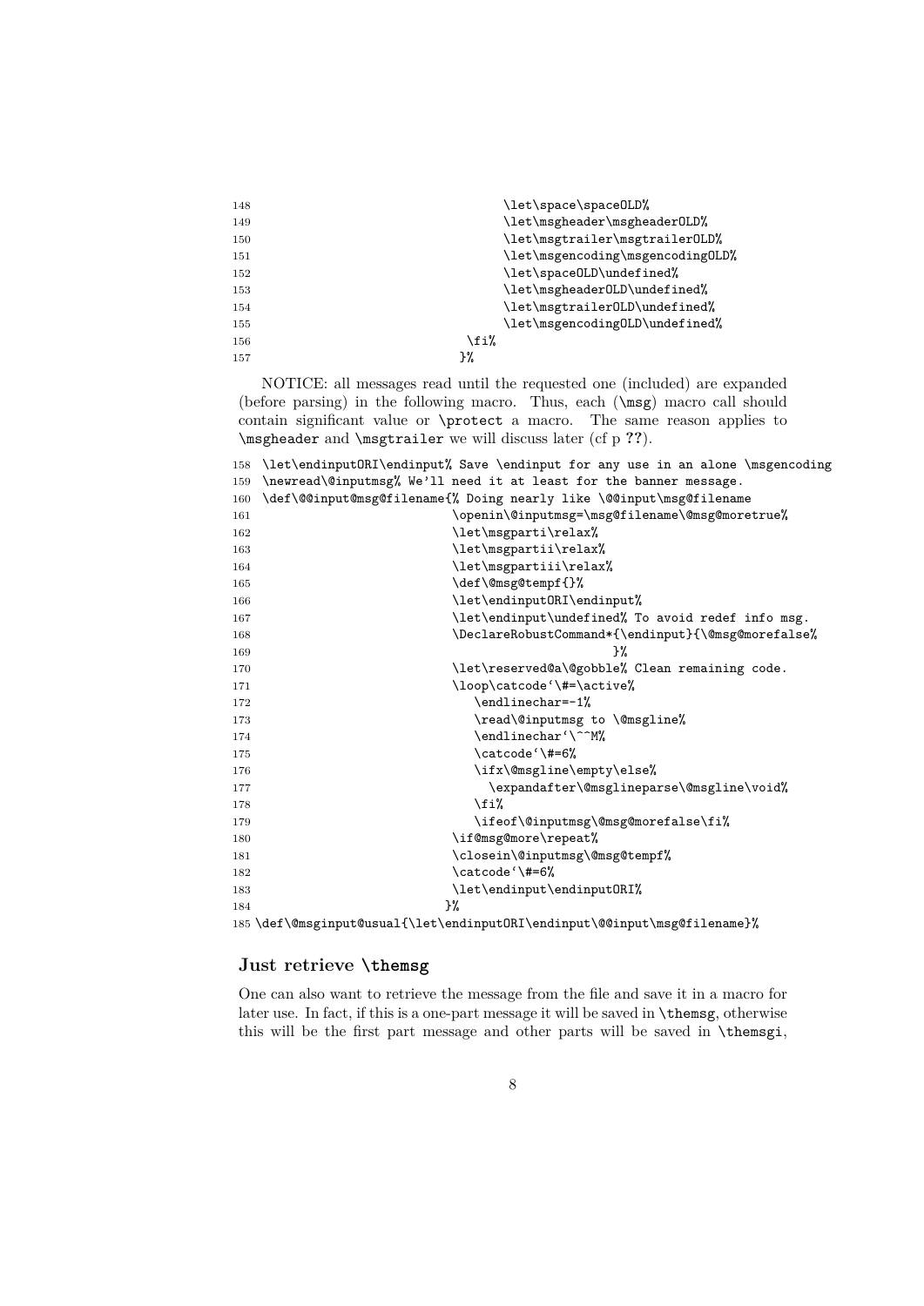```
148                                    \let\space\spaceOLD%
149                                    \let\msgheader\msgheaderOLD%
150                                    \let\msgtrailer\msgtrailerOLD%
151                                    \let\msgencoding\msgencodingOLD%
152                                    \let\spaceOLD\undefined%
153                                    \let\msgheaderOLD\undefined%
154                                    \let\msgtrailerOLD\undefined%
155                                    \let\msgencodingOLD\undefined%
156                                \fi%
157                               }%
```

NOTICE: all messages read until the requested one (included) are expanded (before parsing) in the following macro. Thus, each (\msg) macro call should contain significant value or \protect a macro. The same reason applies to \msgheader and \msgtrailer we will discuss later (cf p ??).

```
158 \let\endinputORI\endinput% Save \endinput for any use in an alone \msgencoding
159 \newread\@inputmsg% We'll need it at least for the banner message.
160 \def\@@input@msg@filename{% Doing nearly like \@@input\msg@filename
161                           \openin\@inputmsg=\msg@filename\@msg@moretrue%
162                           \let\msgparti\relax%
163                           \let\msgpartii\relax%
164                           \let\msgpartiii\relax%
165                           \def\@msg@tempf{}%
166                           \let\endinputORI\endinput%
167                           \let\endinput\undefined% To avoid redef info msg.
168                           \DeclareRobustCommand*{\endinput}{\@msg@morefalse%
169                                                   }%
170                           \let\reserved@a\@gobble% Clean remaining code.
171                           \loop\catcode`\#=\active%
172                              \endlinechar=-1%
173                              \read\@inputmsg to \@msgline%
174                              \endlinechar`\^^M%
175                              \catcode`\#=6%
176                              \ifx\@msgline\empty\else%
177                                \expandafter\@msglineparse\@msgline\void%
178                              \fi%
179                              \ifeof\@inputmsg\@msg@morefalse\fi%
180                           \if@msg@more\repeat%
181                           \closein\@inputmsg\@msg@tempf%
182                           \catcode`\#=6%
183                           \let\endinput\endinputORI%
184                          }%
185 \def\@msginput@usual{\let\endinputORI\endinput\@@input\msg@filename}%
```

### Just retrieve \themsg

One can also want to retrieve the message from the file and save it in a macro for later use. In fact, if this is a one-part message it will be saved in \themsg, otherwise this will be the first part message and other parts will be saved in \themsgi,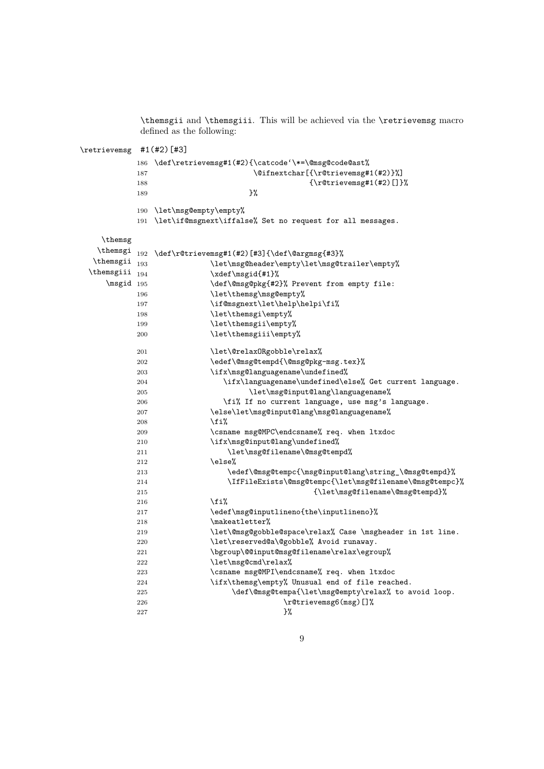\themsgii and \themsgiii. This will be achieved via the \retrievemsg macro defined as the following:

\retrievemsg `#1(#2)[#3]`

```
186 \def\retrievemsg#1(#2){\catcode`\*=\@msg@code@ast%
187                        \@ifnextchar[{\r@trievemsg#1(#2)}%]
188                                     {\r@trievemsg#1(#2)[]}%
189                       }%
190 \let\msg@empty\empty%
191 \let\if@msgnext\iffalse% Set no request for all messages.
```

\themsg \themsgi \themsgii \themsgiii \msgid

```
192 \def\r@trievemsg#1(#2)[#3]{\def\@argmsg{#3}%
193              \let\msg@header\empty\let\msg@trailer\empty%
194              \xdef\msgid{#1}%
195              \def\@msg@pkg{#2}% Prevent from empty file:
196              \let\themsg\msg@empty%
197              \if@msgnext\let\help\helpi\fi%
198              \let\themsgi\empty%
199              \let\themsgii\empty%
200              \let\themsgiii\empty%
201              \let\@relaxORgobble\relax%
202              \edef\@msg@tempd{\@msg@pkg-msg.tex}%
203              \ifx\msg@languagename\undefined%
204                 \ifx\languagename\undefined\else% Get current language.
205                      \let\msg@input@lang\languagename%
206                 \fi% If no current language, use msg's language.
207              \else\let\msg@input@lang\msg@languagename%
208              \fi%
209              \csname msg@MPC\endcsname% req. when ltxdoc
210              \ifx\msg@input@lang\undefined%
211                  \let\msg@filename\@msg@tempd%
212              \else%
213                  \edef\@msg@tempc{\msg@input@lang\string_\@msg@tempd}%
214                  \IfFileExists\@msg@tempc{\let\msg@filename\@msg@tempc}%
215                                         {\let\msg@filename\@msg@tempd}%
216              \fi%
217              \edef\msg@inputlineno{the\inputlineno}%
218              \makeatletter%
219              \let\@msg@gobble@space\relax% Case \msgheader in 1st line.
220              \let\reserved@a\@gobble% Avoid runaway.
221              \bgroup\@@input\msg@filename\relax\egroup%
222              \let\msg@cmd\relax%
223              \csname msg@MPI\endcsname% req. when ltxdoc
224              \ifx\themsg\empty% Unusual end of file reached.
225                   \def\@msg@tempa{\let\msg@empty\relax% to avoid loop.
226                               \r@trievemsg6(msg)[]%
227                               }%
```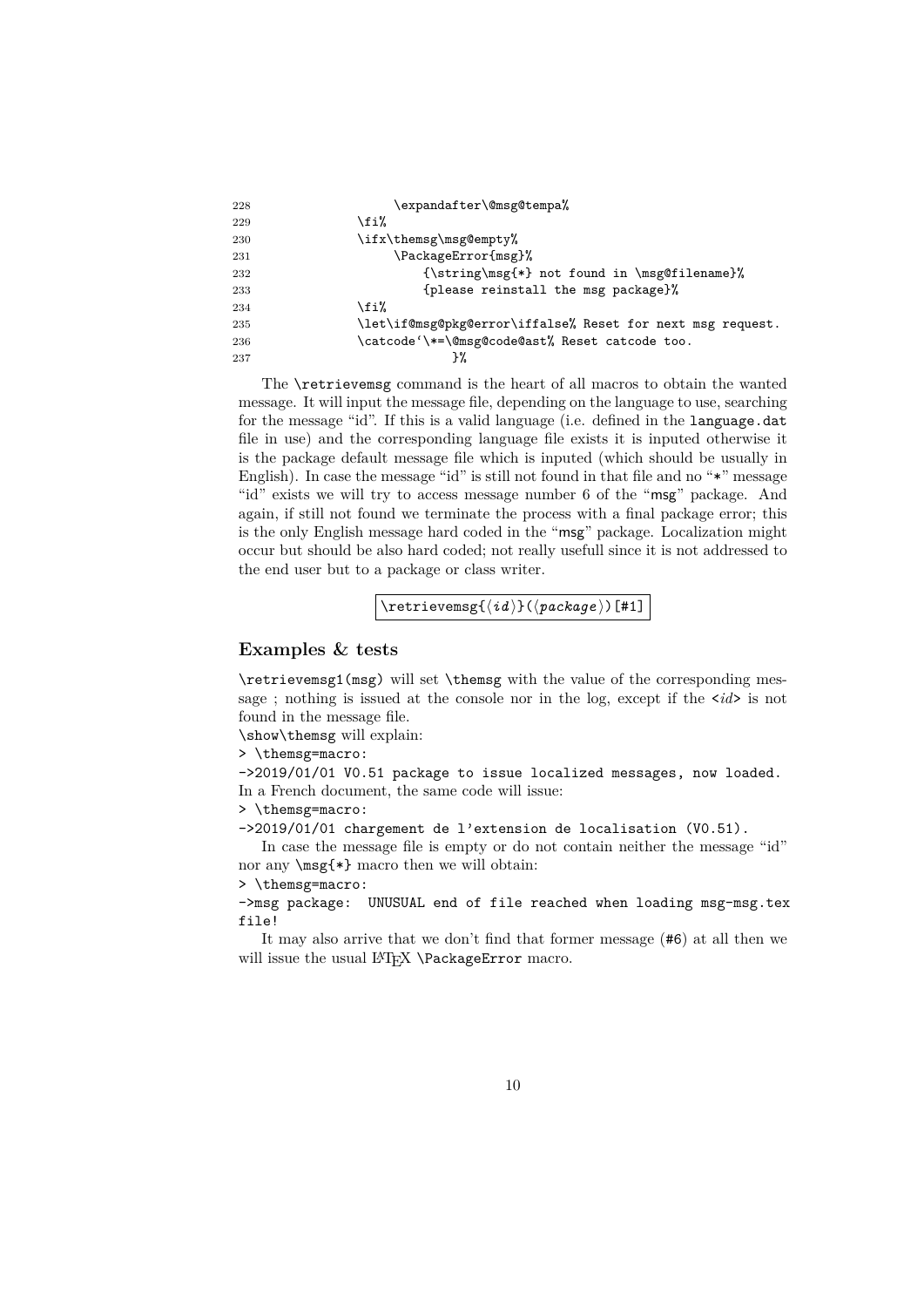```
228                 \expandafter\@msg@tempa%
229             \fi%
230             \ifx\themsg\msg@empty%
231                 \PackageError{msg}%
232                     {\string\msg{*} not found in \msg@filename}%
233                     {please reinstall the msg package}%
234             \fi%
235             \let\if@msg@pkg@error\iffalse% Reset for next msg request.
236             \catcode`\*=\@msg@code@ast% Reset catcode too.
237                         }%
```

The `\retrievemsg` command is the heart of all macros to obtain the wanted message. It will input the message file, depending on the language to use, searching for the message "id". If this is a valid language (i.e. defined in the `language.dat` file in use) and the corresponding language file exists it is inputed otherwise it is the package default message file which is inputed (which should be usually in English). In case the message "id" is still not found in that file and no "`*`" message "id" exists we will try to access message number 6 of the "`msg`" package. And again, if still not found we terminate the process with a final package error; this is the only English message hard coded in the "`msg`" package. Localization might occur but should be also hard coded; not really usefull since it is not addressed to the end user but to a package or class writer.

`\retrievemsg{⟨id⟩}(⟨package⟩)[#1]`

## Examples & tests

`\retrievemsg1(msg)` will set `\themsg` with the value of the corresponding message ; nothing is issued at the console nor in the log, except if the `<id>` is not found in the message file.

`\show\themsg` will explain:

```
> \themsg=macro:
->2019/01/01 V0.51 package to issue localized messages, now loaded.
```

In a French document, the same code will issue:

```
> \themsg=macro:
->2019/01/01 chargement de l'extension de localisation (V0.51).
```

In case the message file is empty or do not contain neither the message "id" nor any `\msg{*}` macro then we will obtain:

```
> \themsg=macro:
->msg package:  UNUSUAL end of file reached when loading msg-msg.tex
file!
```

It may also arrive that we don't find that former message (`#6`) at all then we will issue the usual LaTeX `\PackageError` macro.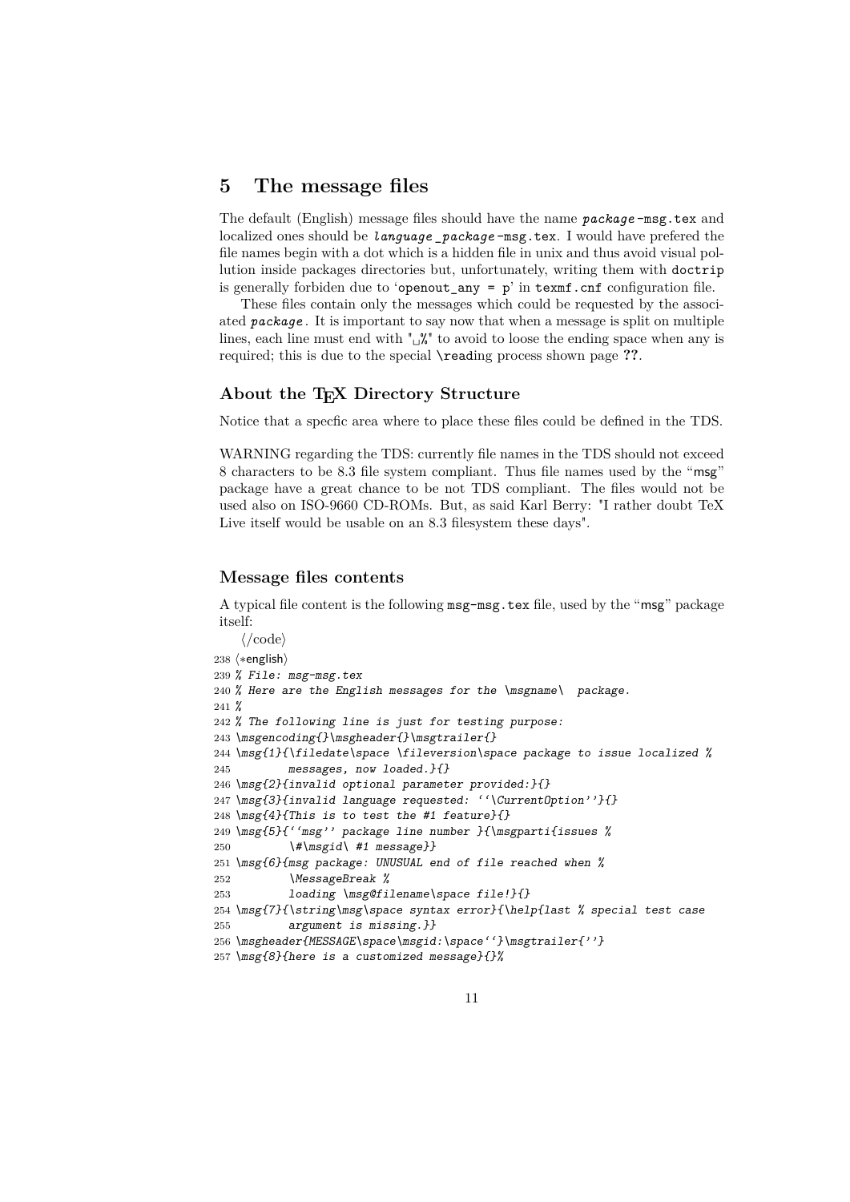## 5 The message files

The default (English) message files should have the name *package*-msg.tex and localized ones should be *language_package*-msg.tex. I would have prefered the file names begin with a dot which is a hidden file in unix and thus avoid visual pollution inside packages directories but, unfortunately, writing them with doctrip is generally forbiden due to 'openout_any = p' in texmf.cnf configuration file.

These files contain only the messages which could be requested by the associated *package*. It is important to say now that when a message is split on multiple lines, each line must end with "␣%" to avoid to loose the ending space when any is required; this is due to the special \reading process shown page ??.

### About the TEX Directory Structure

Notice that a specfic area where to place these files could be defined in the TDS.

WARNING regarding the TDS: currently file names in the TDS should not exceed 8 characters to be 8.3 file system compliant. Thus file names used by the "msg" package have a great chance to be not TDS compliant. The files would not be used also on ISO-9660 CD-ROMs. But, as said Karl Berry: "I rather doubt TeX Live itself would be usable on an 8.3 filesystem these days".

### Message files contents

A typical file content is the following msg-msg.tex file, used by the "msg" package itself:

⟨/code⟩

```
238 ⟨*english⟩
239 % File: msg-msg.tex
240 % Here are the English messages for the \msgname\  package.
241 %
242 % The following line is just for testing purpose:
243 \msgencoding{}\msgheader{}\msgtrailer{}
244 \msg{1}{\filedate\space \fileversion\space package to issue localized %
245         messages, now loaded.}{}
246 \msg{2}{invalid optional parameter provided:}{}
247 \msg{3}{invalid language requested: ``\CurrentOption''}{}
248 \msg{4}{This is to test the #1 feature}{}
249 \msg{5}{``msg'' package line number }{\msgparti{issues %
250         \#\msgid\ #1 message}}
251 \msg{6}{msg package: UNUSUAL end of file reached when %
252         \MessageBreak %
253         loading \msg@filename\space file!}{}
254 \msg{7}{\string\msg\space syntax error}{\help{last % special test case
255         argument is missing.}}
256 \msgheader{MESSAGE\space\msgid:\space``}\msgtrailer{''}
257 \msg{8}{here is a customized message}{}%
```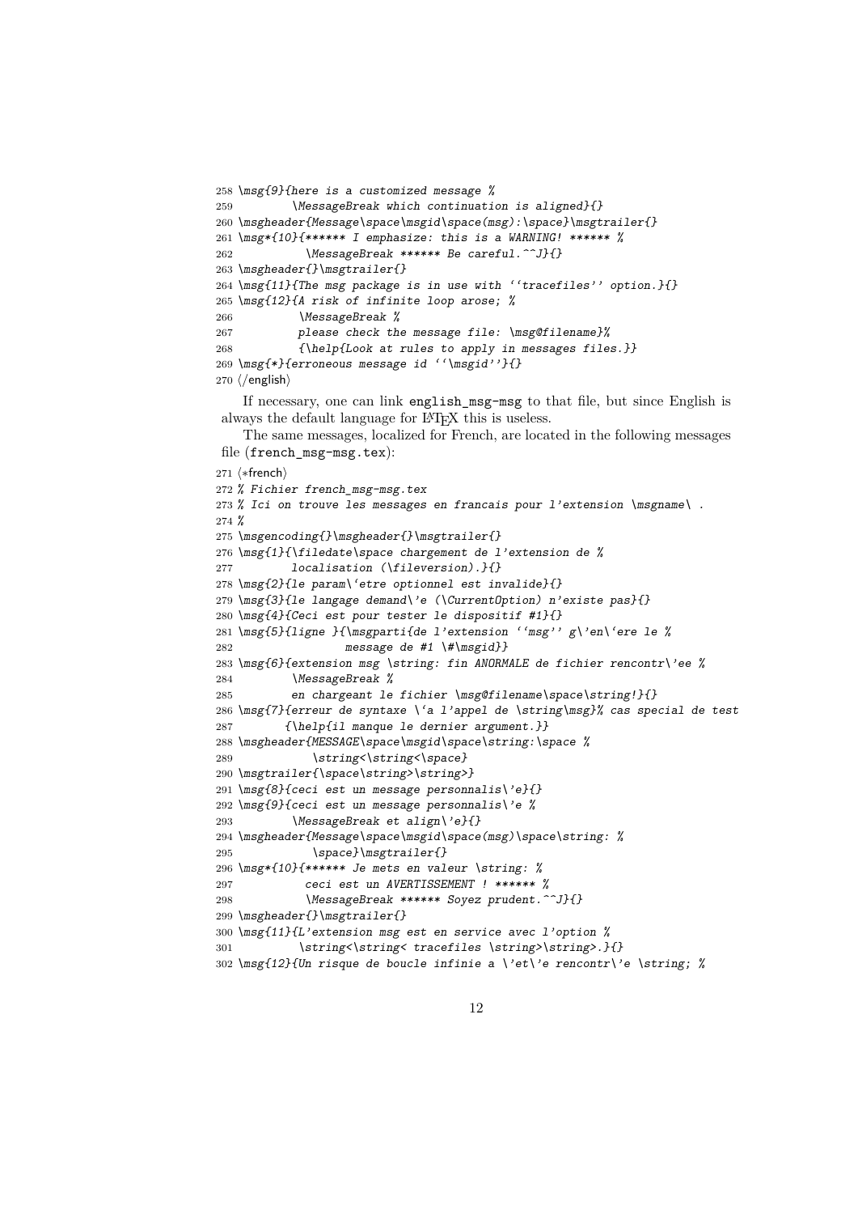```
258 \msg{9}{here is a customized message %
259         \MessageBreak which continuation is aligned}{}
260 \msgheader{Message\space\msgid\space(msg):\space}\msgtrailer{}
261 \msg*{10}{****** I emphasize: this is a WARNING! ****** %
262           \MessageBreak ****** Be careful.^^J}{}
263 \msgheader{}\msgtrailer{}
264 \msg{11}{The msg package is in use with ‘‘tracefiles’’ option.}{}
265 \msg{12}{A risk of infinite loop arose; %
266          \MessageBreak %
267          please check the message file: \msg@filename}%
268          {\help{Look at rules to apply in messages files.}}
269 \msg{*}{erroneous message id ‘‘\msgid’’}{}
270 ⟨/english⟩
```

If necessary, one can link `english_msg-msg` to that file, but since English is always the default language for LaTeX this is useless.

The same messages, localized for French, are located in the following messages file (`french_msg-msg.tex`):

```
271 ⟨*french⟩
272 % Fichier french_msg-msg.tex
273 % Ici on trouve les messages en francais pour l’extension \msgname\ .
274 %
275 \msgencoding{}\msgheader{}\msgtrailer{}
276 \msg{1}{\filedate\space chargement de l’extension de %
277         localisation (\fileversion).}{}
278 \msg{2}{le param\‘etre optionnel est invalide}{}
279 \msg{3}{le langage demand\’e (\CurrentOption) n’existe pas}{}
280 \msg{4}{Ceci est pour tester le dispositif #1}{}
281 \msg{5}{ligne }{\msgparti{de l’extension ‘‘msg’’ g\’en\‘ere le %
282                 message de #1 \#\msgid}}
283 \msg{6}{extension msg \string: fin ANORMALE de fichier rencontr\’ee %
284         \MessageBreak %
285         en chargeant le fichier \msg@filename\space\string!}{}
286 \msg{7}{erreur de syntaxe \‘a l’appel de \string\msg}% cas special de test
287        {\help{il manque le dernier argument.}}
288 \msgheader{MESSAGE\space\msgid\space\string:\space %
289            \string<\string<\space}
290 \msgtrailer{\space\string>\string>}
291 \msg{8}{ceci est un message personnalis\’e}{}
292 \msg{9}{ceci est un message personnalis\’e %
293         \MessageBreak et align\’e}{}
294 \msgheader{Message\space\msgid\space(msg)\space\string: %
295            \space}\msgtrailer{}
296 \msg*{10}{****** Je mets en valeur \string: %
297           ceci est un AVERTISSEMENT ! ****** %
298           \MessageBreak ****** Soyez prudent.^^J}{}
299 \msgheader{}\msgtrailer{}
300 \msg{11}{L’extension msg est en service avec l’option %
301          \string<\string< tracefiles \string>\string>.}{}
302 \msg{12}{Un risque de boucle infinie a \’et\’e rencontr\’e \string; %
```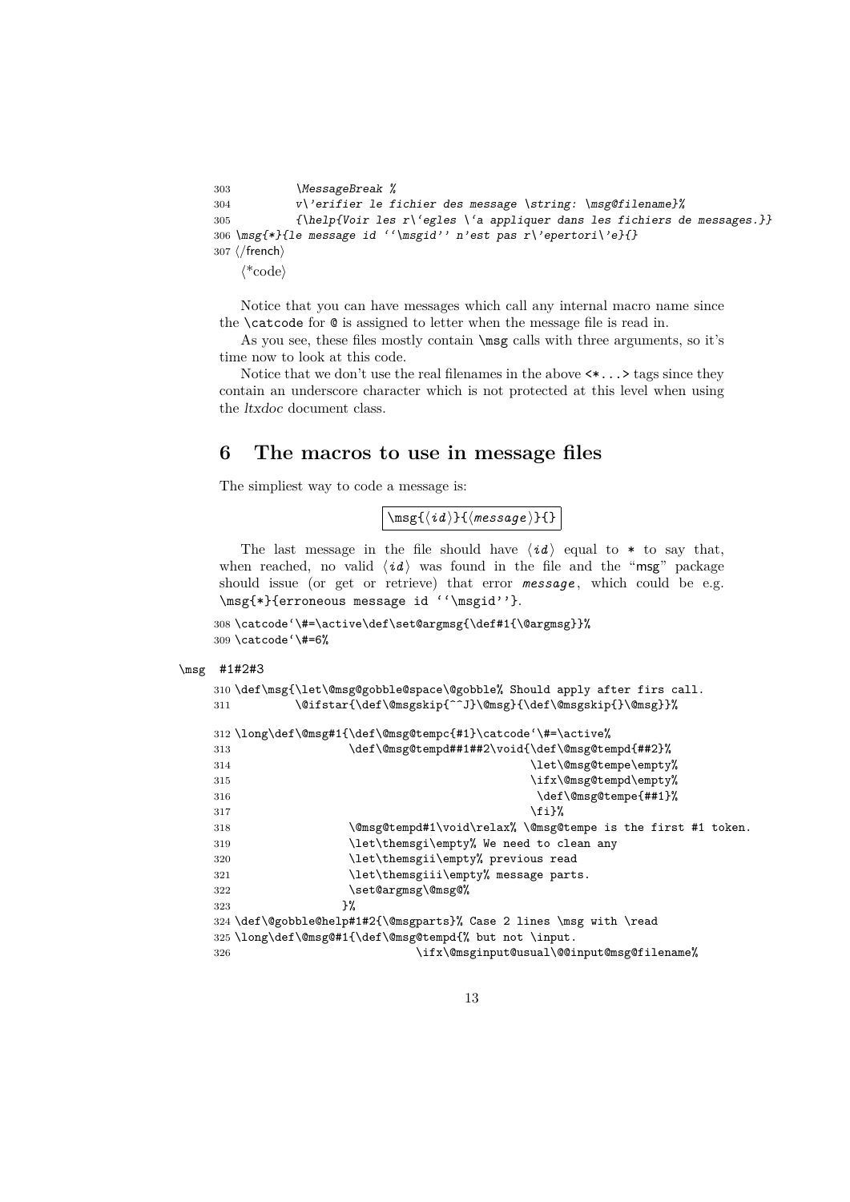```
303          \MessageBreak %
304          v\'erifier le fichier des message \string: \msg@filename}%
305          {\help{Voir les r\`egles \`a appliquer dans les fichiers de messages.}}
306 \msg{*}{le message id ``\msgid'' n'est pas r\'epertori\'e}{}
307 </french>
```

⟨*code⟩

Notice that you can have messages which call any internal macro name since the `\catcode` for `@` is assigned to letter when the message file is read in.

As you see, these files mostly contain `\msg` calls with three arguments, so it's time now to look at this code.

Notice that we don't use the real filenames in the above `<*...>` tags since they contain an underscore character which is not protected at this level when using the *ltxdoc* document class.

## 6 The macros to use in message files

The simpliest way to code a message is:

```
\msg{⟨id⟩}{⟨message⟩}{}
```

The last message in the file should have ⟨*id*⟩ equal to `*` to say that, when reached, no valid ⟨*id*⟩ was found in the file and the "msg" package should issue (or get or retrieve) that error *message*, which could be e.g. `\msg{*}{erroneous message id ``\msgid''}`.

```
308 \catcode`\#=\active\def\set@argmsg{\def#1{\@argmsg}}%
309 \catcode`\#=6%
```

`\msg` #1#2#3

```
310 \def\msg{\let\@msg@gobble@space\@gobble% Should apply after firs call.
311          \@ifstar{\def\@msgskip{^^J}\@msg}{\def\@msgskip{}\@msg}}%
312 \long\def\@msg#1{\def\@msg@tempc{#1}\catcode`\#=\active%
313                  \def\@msg@tempd##1##2\void{\def\@msg@tempd{##2}%
314                                             \let\@msg@tempe\empty%
315                                             \ifx\@msg@tempd\empty%
316                                              \def\@msg@tempe{##1}%
317                                             \fi}%
318                  \@msg@tempd#1\void\relax% \@msg@tempe is the first #1 token.
319                  \let\themsgi\empty% We need to clean any
320                  \let\themsgii\empty% previous read
321                  \let\themsgiii\empty% message parts.
322                  \set@argmsg\@msg@%
323                 }%
324 \def\@gobble@help#1#2{\@msgparts}% Case 2 lines \msg with \read
325 \long\def\@msg@#1{\def\@msg@tempd{% but not \input.
326                             \ifx\@msginput@usual\@@input@msg@filename%
```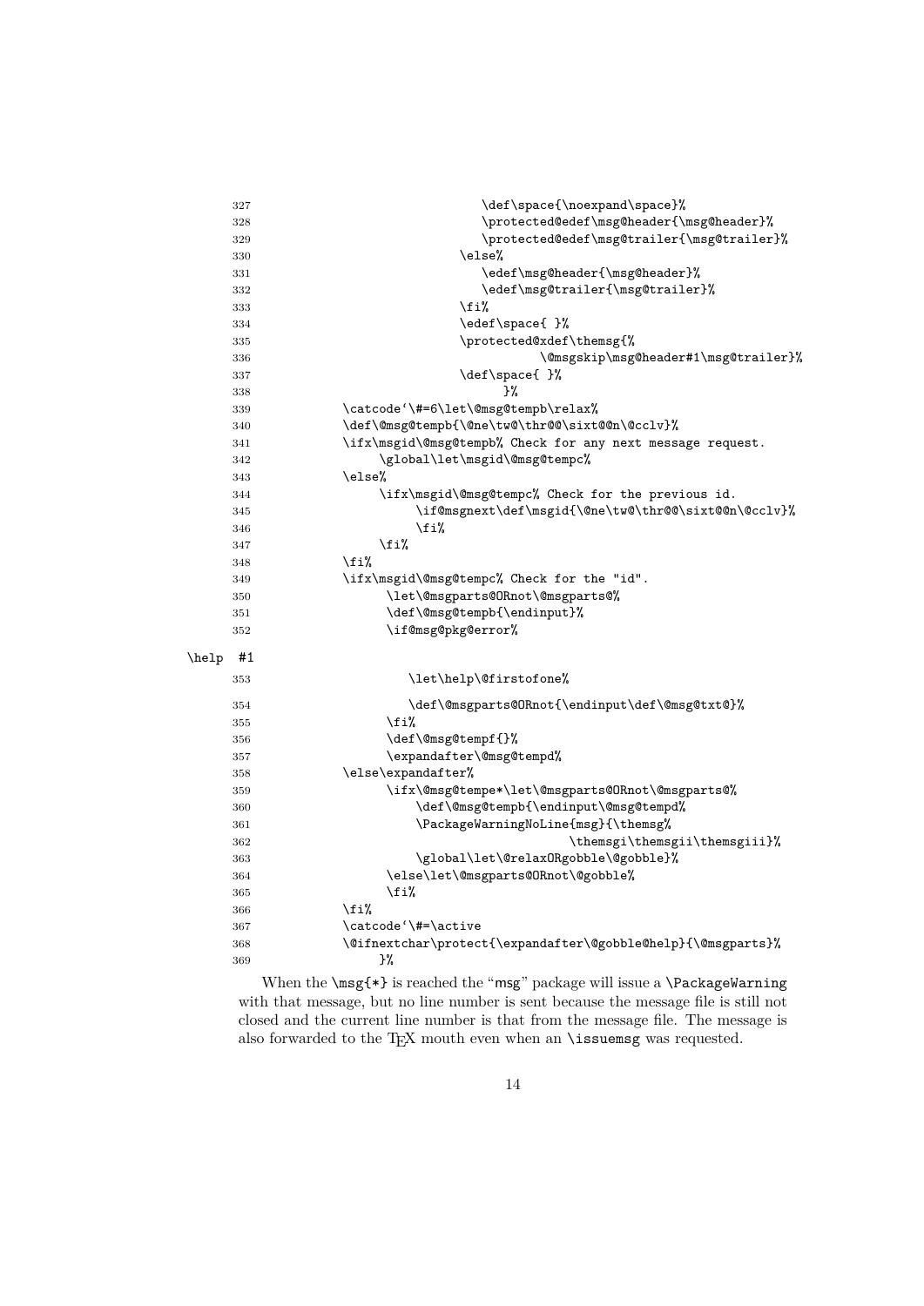```
327                               \def\space{\noexpand\space}%
328                               \protected@edef\msg@header{\msg@header}%
329                               \protected@edef\msg@trailer{\msg@trailer}%
330                            \else%
331                               \edef\msg@header{\msg@header}%
332                               \edef\msg@trailer{\msg@trailer}%
333                            \fi%
334                            \edef\space{ }%
335                            \protected@xdef\themsg{%
336                                       \@msgskip\msg@header#1\msg@trailer}%
337                            \def\space{ }%
338                                 }%
339            \catcode`\#=6\let\@msg@tempb\relax%
340            \def\@msg@tempb{\@ne\tw@\thr@@\sixt@@n\@cclv}%
341            \ifx\msgid\@msg@tempb% Check for any next message request.
342                 \global\let\msgid\@msg@tempc%
343            \else%
344                 \ifx\msgid\@msg@tempc% Check for the previous id.
345                       \if@msgnext\def\msgid{\@ne\tw@\thr@@\sixt@@n\@cclv}%
346                       \fi%
347                 \fi%
348            \fi%
349            \ifx\msgid\@msg@tempc% Check for the "id".
350                  \let\@msgparts@ORnot\@msgparts@%
351                  \def\@msg@tempb{\endinput}%
352                  \if@msg@pkg@error%
```

\help #1

```
353                     \let\help\@firstofone%
354                     \def\@msgparts@ORnot{\endinput\def\@msg@txt@}%
355                  \fi%
356                  \def\@msg@tempf{}%
357                  \expandafter\@msg@tempd%
358            \else\expandafter%
359                  \ifx\@msg@tempe*\let\@msgparts@ORnot\@msgparts@%
360                      \def\@msg@tempb{\endinput\@msg@tempd%
361                      \PackageWarningNoLine{msg}{\themsg%
362                                          \themsgi\themsgii\themsgiii}%
363                      \global\let\@relaxORgobble\@gobble}%
364                  \else\let\@msgparts@ORnot\@gobble%
365                  \fi%
366            \fi%
367            \catcode`\#=\active
368            \@ifnextchar\protect{\expandafter\@gobble@help}{\@msgparts}%
369                 }%
```

When the `\msg{*}` is reached the "msg" package will issue a `\PackageWarning` with that message, but no line number is sent because the message file is still not closed and the current line number is that from the message file. The message is also forwarded to the TEX mouth even when an `\issuemsg` was requested.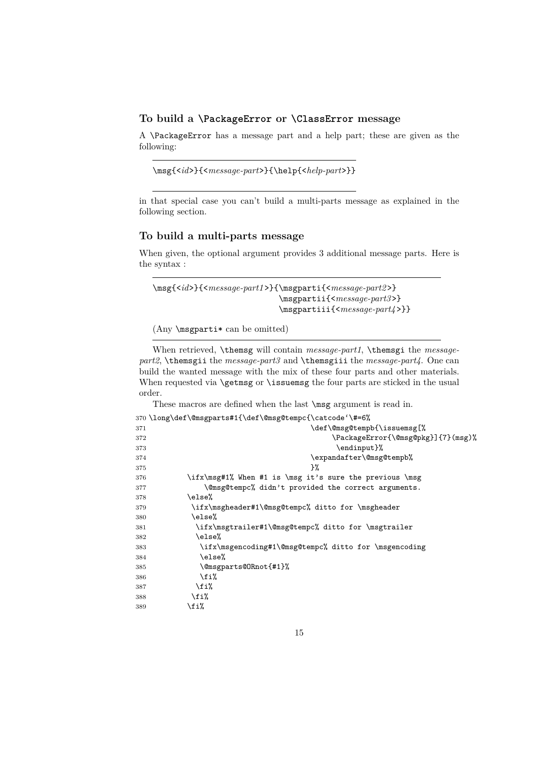### To build a `\PackageError` or `\ClassError` message

A `\PackageError` has a message part and a help part; these are given as the following:

```
\msg{<id>}{<message-part>}{\help{<help-part>}}
```

in that special case you can't build a multi-parts message as explained in the following section.

### To build a multi-parts message

When given, the optional argument provides 3 additional message parts. Here is the syntax :

```
\msg{<id>}{<message-part1>}{\msgparti{<message-part2>}
                            \msgpartii{<message-part3>}
                            \msgpartiii{<message-part4>}}
```

(Any `\msgparti*` can be omitted)

When retrieved, `\themsg` will contain *message-part1*, `\themsgi` the *message-part2*, `\themsgii` the *message-part3* and `\themsgiii` the *message-part4*. One can build the wanted message with the mix of these four parts and other materials. When requested via `\getmsg` or `\issuemsg` the four parts are sticked in the usual order.

These macros are defined when the last `\msg` argument is read in.

```
370 \long\def\@msgparts#1{\def\@msg@tempc{\catcode`\#=6%
371                                   \def\@msg@tempb{\issuemsg[%
372                                        \PackageError{\@msg@pkg}]{7}(msg)%
373                                         \endinput}%
374                                   \expandafter\@msg@tempb%
375                                   }%
376         \ifx\msg#1% When #1 is \msg it's sure the previous \msg
377             \@msg@tempc% didn't provided the correct arguments.
378         \else%
379          \ifx\msgheader#1\@msg@tempc% ditto for \msgheader
380          \else%
381           \ifx\msgtrailer#1\@msg@tempc% ditto for \msgtrailer
382           \else%
383            \ifx\msgencoding#1\@msg@tempc% ditto for \msgencoding
384            \else%
385            \@msgparts@ORnot{#1}%
386            \fi%
387           \fi%
388          \fi%
389         \fi%
```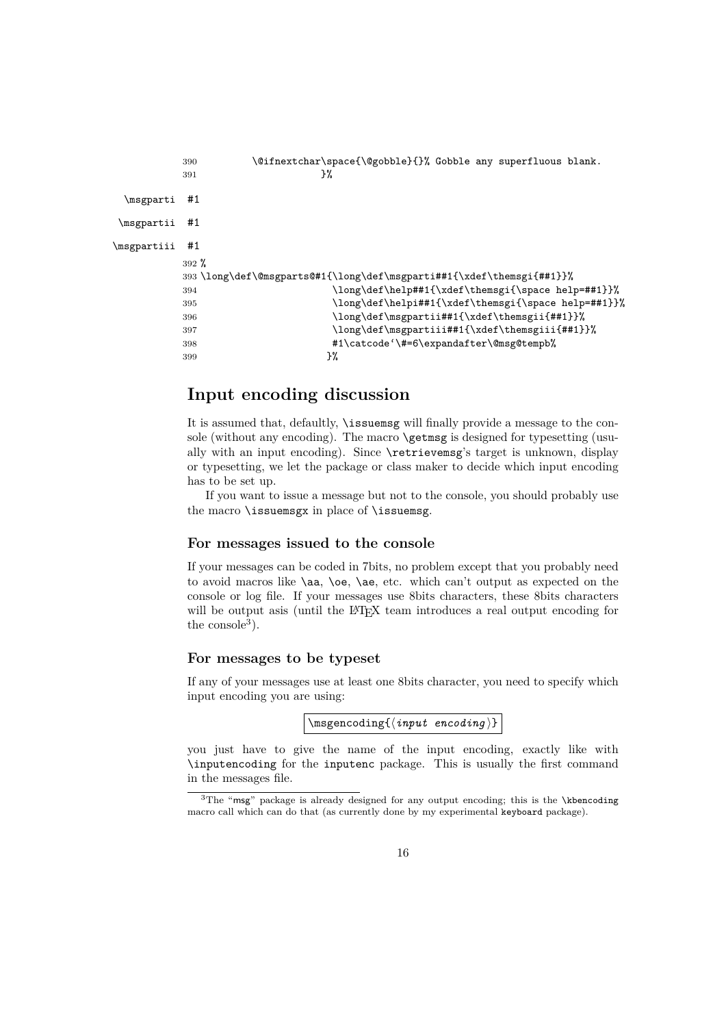```
390         \@ifnextchar\space{\@gobble}{}% Gobble any superfluous blank.
391                       }%
```

\msgparti #1

\msgpartii #1

\msgpartiii #1

```
392 %
393 \long\def\@msgparts@#1{\long\def\msgparti##1{\xdef\themsgi{##1}}%
394                        \long\def\help##1{\xdef\themsgi{\space help=##1}}%
395                        \long\def\helpi##1{\xdef\themsgi{\space help=##1}}%
396                        \long\def\msgpartii##1{\xdef\themsgii{##1}}%
397                        \long\def\msgpartiii##1{\xdef\themsgiii{##1}}%
398                        #1\catcode`\#=6\expandafter\@msg@tempb%
399                       }%
```

# Input encoding discussion

It is assumed that, defaultly, \issuemsg will finally provide a message to the console (without any encoding). The macro \getmsg is designed for typesetting (usually with an input encoding). Since \retrievemsg's target is unknown, display or typesetting, we let the package or class maker to decide which input encoding has to be set up.

If you want to issue a message but not to the console, you should probably use the macro \issuemsgx in place of \issuemsg.

## For messages issued to the console

If your messages can be coded in 7bits, no problem except that you probably need to avoid macros like \aa, \oe, \ae, etc. which can't output as expected on the console or log file. If your messages use 8bits characters, these 8bits characters will be output asis (until the LaTeX team introduces a real output encoding for the console[3]).

## For messages to be typeset

If any of your messages use at least one 8bits character, you need to specify which input encoding you are using:

```
\msgencoding{⟨input encoding⟩}
```

you just have to give the name of the input encoding, exactly like with \inputencoding for the inputenc package. This is usually the first command in the messages file.

[3]The "msg" package is already designed for any output encoding; this is the \kbencoding macro call which can do that (as currently done by my experimental keyboard package).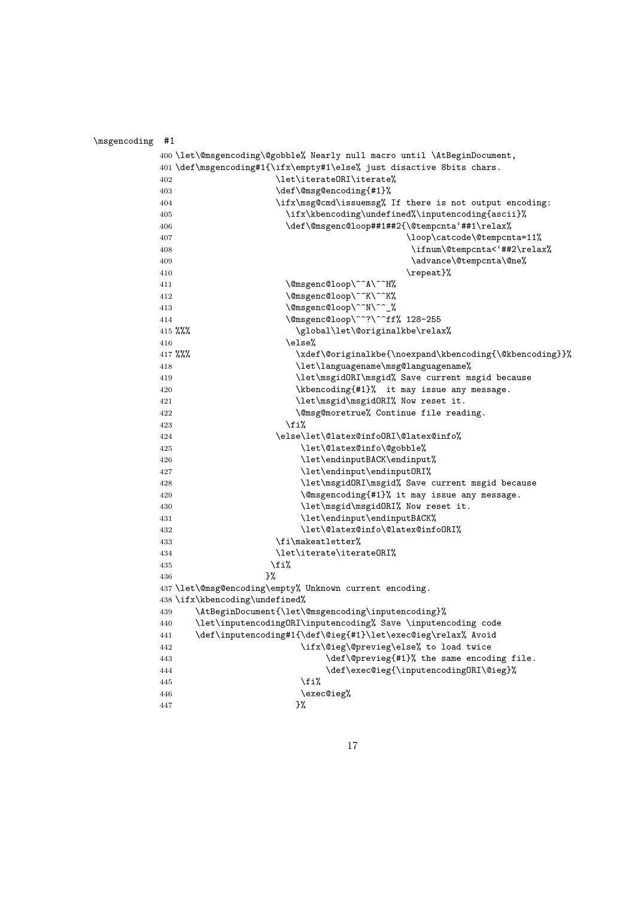\msgencoding #1

```
400 \let\@msgencoding\@gobble% Nearly null macro until \AtBeginDocument,
401 \def\msgencoding#1{\ifx\empty#1\else% just disactive 8bits chars.
402                     \let\iterateORI\iterate%
403                     \def\@msg@encoding{#1}%
404                     \ifx\msg@cmd\issuemsg% If there is not output encoding:
405                       \ifx\kbencoding\undefined%\inputencoding{ascii}%
406                       \def\@msgenc@loop##1##2{\@tempcnta`##1\relax%
407                                               \loop\catcode\@tempcnta=11%
408                                                \ifnum\@tempcnta<`##2\relax%
409                                                \advance\@tempcnta\@ne%
410                                               \repeat}%
411                       \@msgenc@loop\^^A\^^H%
412                       \@msgenc@loop\^^K\^^K%
413                       \@msgenc@loop\^^N\^^_%
414                       \@msgenc@loop\^^?\^^ff% 128-255
415 %%%                     \global\let\@originalkbe\relax%
416                       \else%
417 %%%                     \xdef\@originalkbe{\noexpand\kbencoding{\@kbencoding}}%
418                         \let\languagename\msg@languagename%
419                         \let\msgidORI\msgid% Save current msgid because
420                         \kbencoding{#1}%  it may issue any message.
421                         \let\msgid\msgidORI% Now reset it.
422                         \@msg@moretrue% Continue file reading.
423                       \fi%
424                     \else\let\@latex@infoORI\@latex@info%
425                          \let\@latex@info\@gobble%
426                          \let\endinputBACK\endinput%
427                          \let\endinput\endinputORI%
428                          \let\msgidORI\msgid% Save current msgid because
429                          \@msgencoding{#1}% it may issue any message.
430                          \let\msgid\msgidORI% Now reset it.
431                          \let\endinput\endinputBACK%
432                          \let\@latex@info\@latex@infoORI%
433                     \fi\makeatletter%
434                     \let\iterate\iterateORI%
435                    \fi%
436                  }%
437 \let\@msg@encoding\empty% Unknown current encoding.
438 \ifx\kbencoding\undefined%
439     \AtBeginDocument{\let\@msgencoding\inputencoding}%
440     \let\inputencodingORI\inputencoding% Save \inputencoding code
441     \def\inputencoding#1{\def\@ieg{#1}\let\exec@ieg\relax% Avoid
442                          \ifx\@ieg\@previeg\else% to load twice
443                               \def\@previeg{#1}% the same encoding file.
444                               \def\exec@ieg{\inputencodingORI\@ieg}%
445                          \fi%
446                          \exec@ieg%
447                         }%
```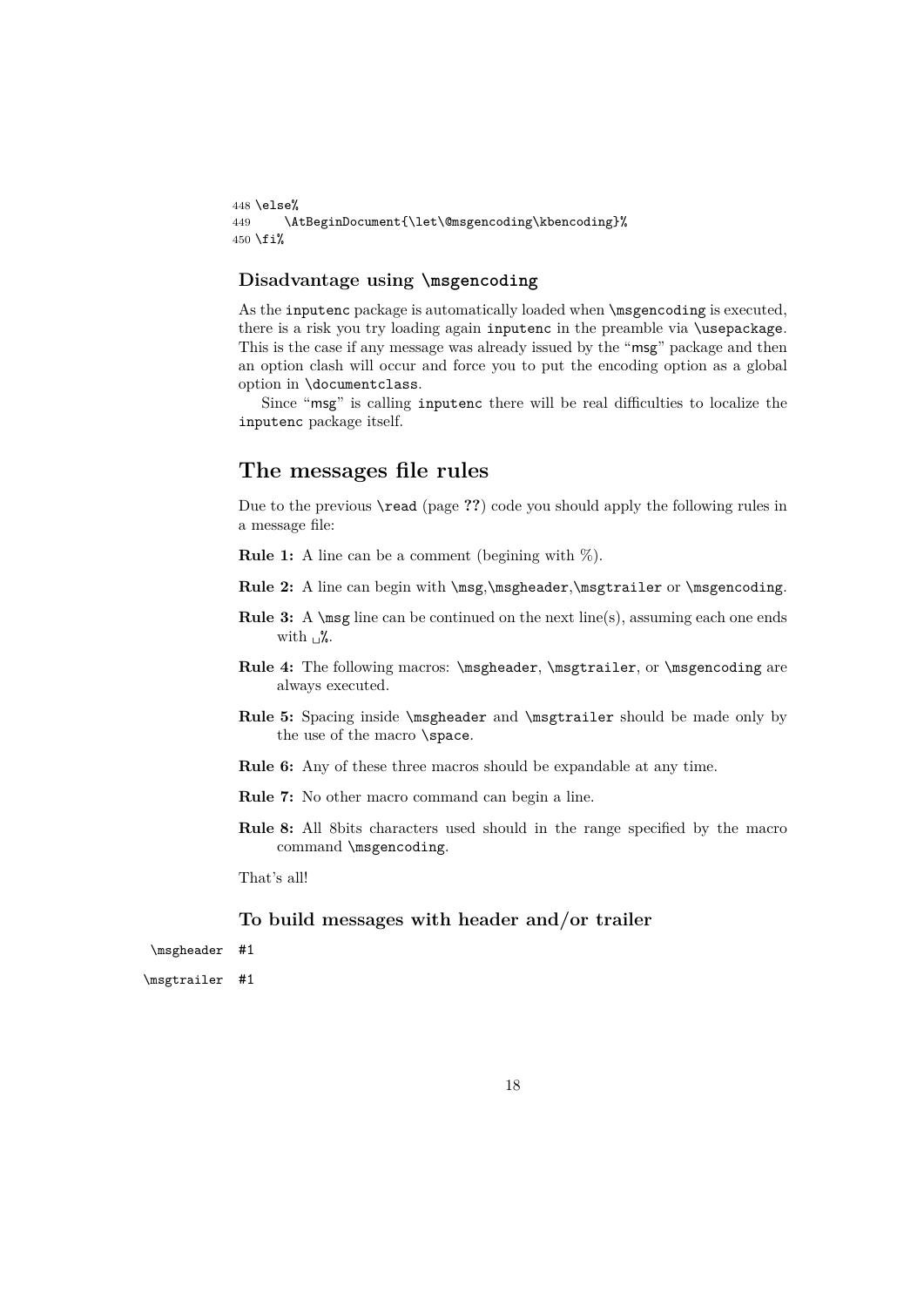```
448 \else%
449     \AtBeginDocument{\let\@msgencoding\kbencoding}%
450 \fi%
```

### Disadvantage using `\msgencoding`

As the `inputenc` package is automatically loaded when `\msgencoding` is executed, there is a risk you try loading again `inputenc` in the preamble via `\usepackage`. This is the case if any message was already issued by the "`msg`" package and then an option clash will occur and force you to put the encoding option as a global option in `\documentclass`.

Since "`msg`" is calling `inputenc` there will be real difficulties to localize the `inputenc` package itself.

## The messages file rules

Due to the previous `\read` (page **??**) code you should apply the following rules in a message file:

**Rule 1:** A line can be a comment (begining with %).

**Rule 2:** A line can begin with `\msg`,`\msgheader`,`\msgtrailer` or `\msgencoding`.

**Rule 3:** A `\msg` line can be continued on the next line(s), assuming each one ends with `␣%`.

**Rule 4:** The following macros: `\msgheader`, `\msgtrailer`, or `\msgencoding` are always executed.

**Rule 5:** Spacing inside `\msgheader` and `\msgtrailer` should be made only by the use of the macro `\space`.

**Rule 6:** Any of these three macros should be expandable at any time.

**Rule 7:** No other macro command can begin a line.

**Rule 8:** All 8bits characters used should in the range specified by the macro command `\msgencoding`.

That's all!

### To build messages with header and/or trailer

`\msgheader` #1

`\msgtrailer` #1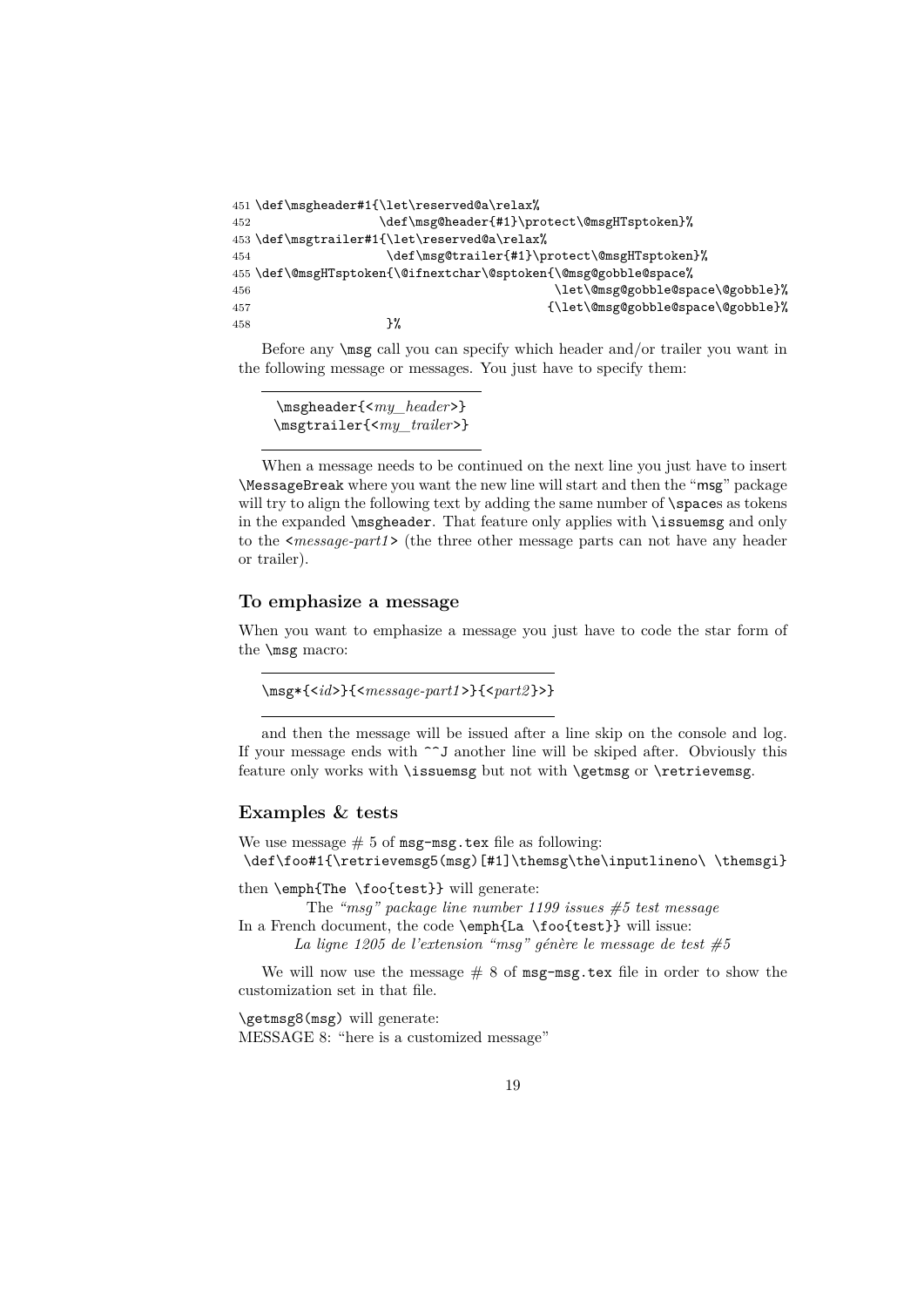```
451 \def\msgheader#1{\let\reserved@a\relax%
452                 \def\msg@header{#1}\protect\@msgHTsptoken}%
453 \def\msgtrailer#1{\let\reserved@a\relax%
454                  \def\msg@trailer{#1}\protect\@msgHTsptoken}%
455 \def\@msgHTsptoken{\@ifnextchar\@sptoken{\@msg@gobble@space%
456                                        \let\@msg@gobble@space\@gobble}%
457                                       {\let\@msg@gobble@space\@gobble}%
458                  }%
```

Before any `\msg` call you can specify which header and/or trailer you want in the following message or messages. You just have to specify them:

```
\msgheader{<my_header>}
\msgtrailer{<my_trailer>}
```

When a message needs to be continued on the next line you just have to insert `\MessageBreak` where you want the new line will start and then the "`msg`" package will try to align the following text by adding the same number of `\space`s as tokens in the expanded `\msgheader`. That feature only applies with `\issuemsg` and only to the `<`*message-part1*`>` (the three other message parts can not have any header or trailer).

### To emphasize a message

When you want to emphasize a message you just have to code the star form of the `\msg` macro:

```
\msg*{<id>}{<message-part1>}{<part2}>}
```

and then the message will be issued after a line skip on the console and log. If your message ends with `^^J` another line will be skiped after. Obviously this feature only works with `\issuemsg` but not with `\getmsg` or `\retrievemsg`.

### Examples & tests

We use message # 5 of `msg-msg.tex` file as following:
`\def\foo#1{\retrievemsg5(msg)[#1]\themsg\the\inputlineno\ \themsgi}`

then `\emph{The \foo{test}}` will generate:

The *"msg" package line number 1199 issues #5 test message*

In a French document, the code `\emph{La \foo{test}}` will issue:

*La ligne 1205 de l'extension "msg" génère le message de test #5*

We will now use the message # 8 of `msg-msg.tex` file in order to show the customization set in that file.

`\getmsg8(msg)` will generate:
MESSAGE 8: "here is a customized message"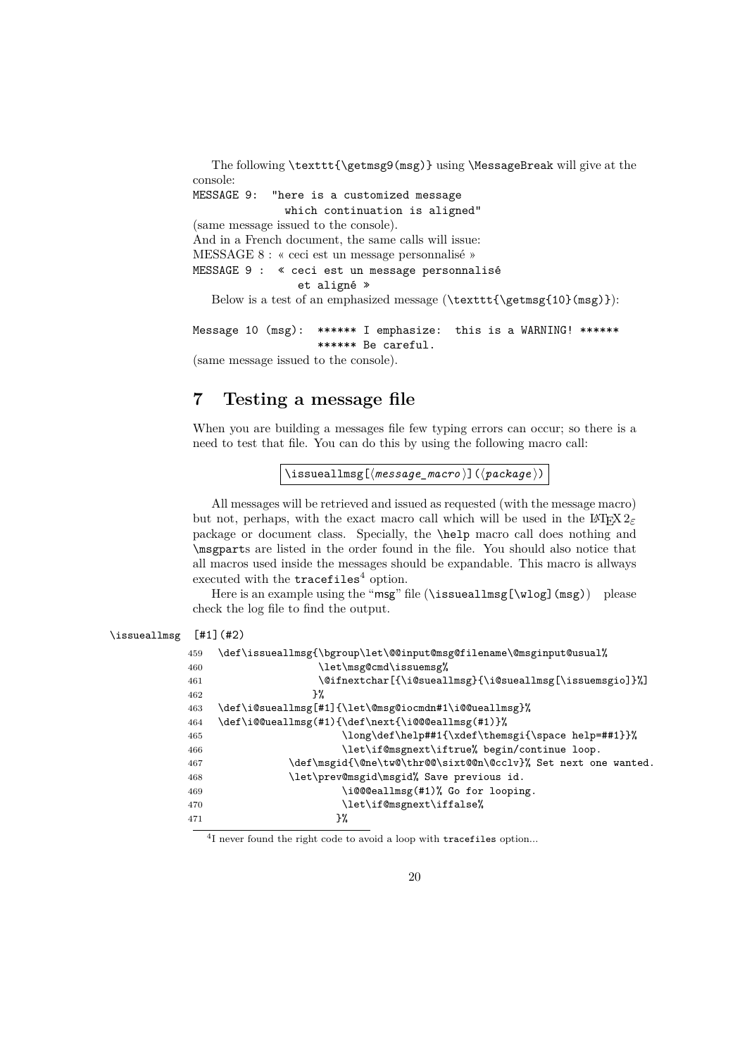The following `\texttt{\getmsg9(msg)}` using `\MessageBreak` will give at the console:

```
MESSAGE 9:  "here is a customized message
             which continuation is aligned"
```

(same message issued to the console).
And in a French document, the same calls will issue:
MESSAGE 8 : « ceci est un message personnalisé »

```
MESSAGE 9 :  « ceci est un message personnalisé
               et aligné »
```

Below is a test of an emphasized message (`\texttt{\getmsg{10}(msg)}`):

```
Message 10 (msg):  ****** I emphasize:  this is a WARNING! ******
                   ****** Be careful.
```

(same message issued to the console).

## 7 Testing a message file

When you are building a messages file few typing errors can occur; so there is a need to test that file. You can do this by using the following macro call:

`\issueallmsg[⟨message_macro⟩](⟨package⟩)`

All messages will be retrieved and issued as requested (with the message macro) but not, perhaps, with the exact macro call which will be used in the LaTeX 2ε package or document class. Specially, the `\help` macro call does nothing and `\msgpart`s are listed in the order found in the file. You should also notice that all macros used inside the messages should be expandable. This macro is allways executed with the `tracefiles`[4] option.

Here is an example using the "`msg`" file (`\issueallmsg[\wlog](msg)`) please check the log file to find the output.

`\issueallmsg` `[#1](#2)`

```
459  \def\issueallmsg{\bgroup\let\@@input@msg@filename\@msginput@usual%
460                  \let\msg@cmd\issuemsg%
461                  \@ifnextchar[{\i@sueallmsg}{\i@sueallmsg[\issuemsgio]}%]
462                 }%
463  \def\i@sueallmsg[#1]{\let\@msg@iocmdn#1\i@@ueallmsg}%
464  \def\i@@ueallmsg(#1){\def\next{\i@@@eallmsg(#1)}%
465                      \long\def\help##1{\xdef\themsgi{\space help=##1}}%
466                      \let\if@msgnext\iftrue% begin/continue loop.
467             \def\msgid{\@ne\tw@\thr@@\sixt@@n\@cclv}% Set next one wanted.
468             \let\prev@msgid\msgid% Save previous id.
469                      \i@@@eallmsg(#1)% Go for looping.
470                      \let\if@msgnext\iffalse%
471                     }%
```

[4] I never found the right code to avoid a loop with `tracefiles` option...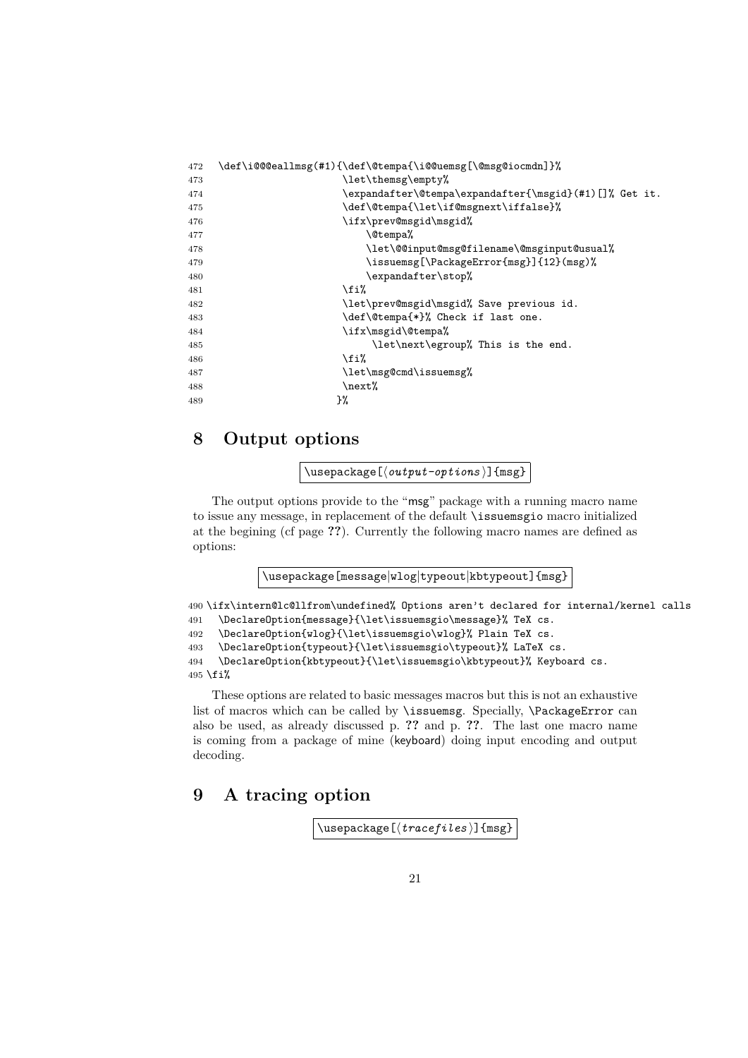```
472  \def\i@@@eallmsg(#1){\def\@tempa{\i@@uemsg[\@msg@iocmdn]}%
473                       \let\themsg\empty%
474                       \expandafter\@tempa\expandafter{\msgid}(#1)[]% Get it.
475                       \def\@tempa{\let\if@msgnext\iffalse}%
476                       \ifx\prev@msgid\msgid%
477                           \@tempa%
478                           \let\@@input@msg@filename\@msginput@usual%
479                           \issuemsg[\PackageError{msg}]{12}(msg)%
480                           \expandafter\stop%
481                       \fi%
482                       \let\prev@msgid\msgid% Save previous id.
483                       \def\@tempa{*}% Check if last one.
484                       \ifx\msgid\@tempa%
485                            \let\next\egroup% This is the end.
486                       \fi%
487                       \let\msg@cmd\issuemsg%
488                       \next%
489                      }%
```

## 8 Output options

```
\usepackage[⟨output-options⟩]{msg}
```

The output options provide to the "msg" package with a running macro name to issue any message, in replacement of the default `\issuemsgio` macro initialized at the begining (cf page **??**). Currently the following macro names are defined as options:

```
\usepackage[message|wlog|typeout|kbtypeout]{msg}
```

```
490 \ifx\intern@lc@llfrom\undefined% Options aren't declared for internal/kernel calls
491   \DeclareOption{message}{\let\issuemsgio\message}% TeX cs.
492   \DeclareOption{wlog}{\let\issuemsgio\wlog}% Plain TeX cs.
493   \DeclareOption{typeout}{\let\issuemsgio\typeout}% LaTeX cs.
494   \DeclareOption{kbtypeout}{\let\issuemsgio\kbtypeout}% Keyboard cs.
495 \fi%
```

These options are related to basic messages macros but this is not an exhaustive list of macros which can be called by `\issuemsg`. Specially, `\PackageError` can also be used, as already discussed p. **??** and p. **??**. The last one macro name is coming from a package of mine (keyboard) doing input encoding and output decoding.

## 9 A tracing option

```
\usepackage[⟨tracefiles⟩]{msg}
```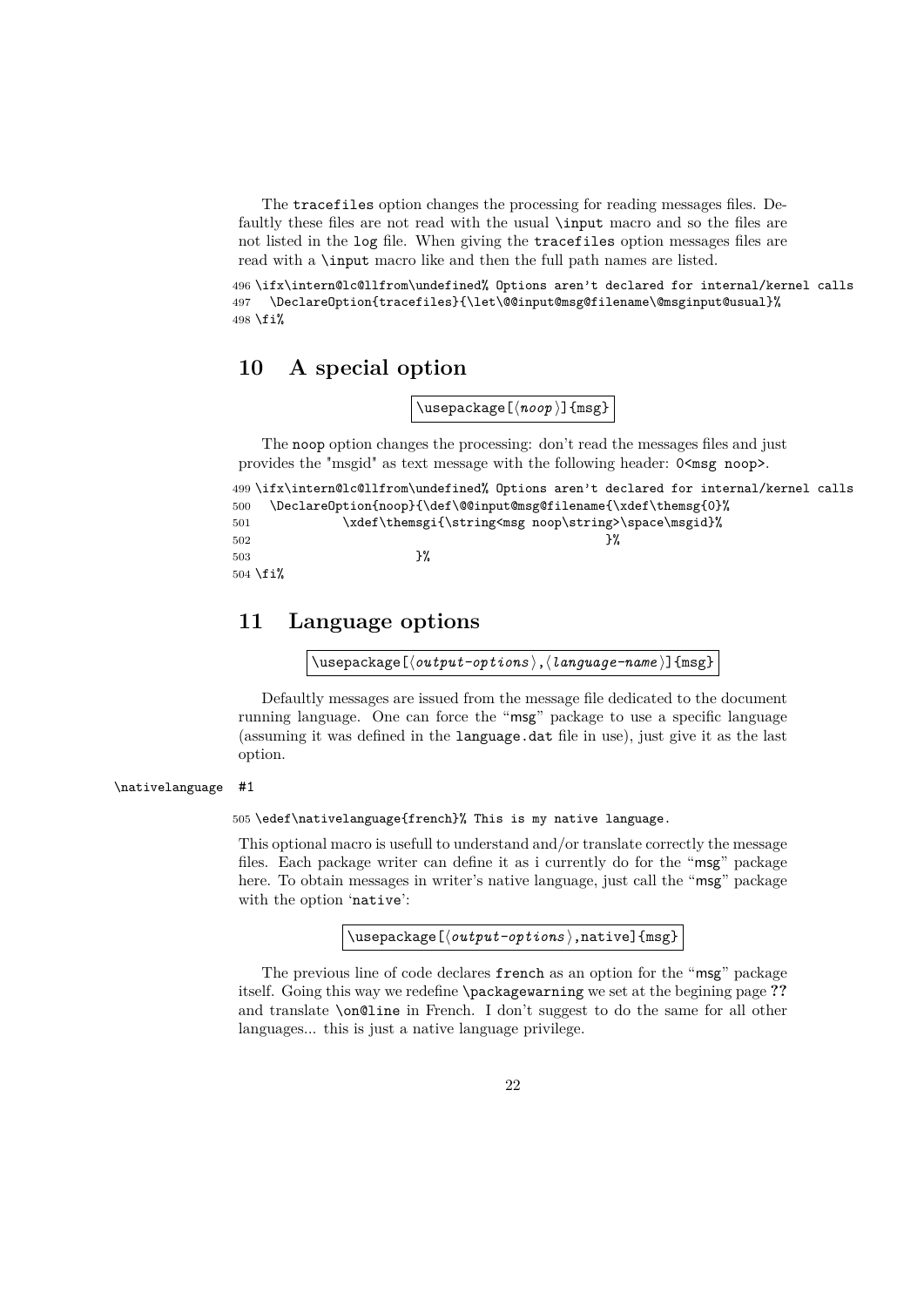The `tracefiles` option changes the processing for reading messages files. Defaultly these files are not read with the usual `\input` macro and so the files are not listed in the `log` file. When giving the `tracefiles` option messages files are read with a `\input` macro like and then the full path names are listed.

```
496 \ifx\intern@lc@llfrom\undefined% Options aren't declared for internal/kernel calls
497   \DeclareOption{tracefiles}{\let\@@input@msg@filename\@msginput@usual}%
498 \fi%
```

## 10 A special option

```
\usepackage[⟨noop⟩]{msg}
```

The `noop` option changes the processing: don't read the messages files and just provides the "msgid" as text message with the following header: `0<msg noop>`.

```
499 \ifx\intern@lc@llfrom\undefined% Options aren't declared for internal/kernel calls
500   \DeclareOption{noop}{\def\@@input@msg@filename{\xdef\themsg{0}%
501             \xdef\themsgi{\string<msg noop\string>\space\msgid}%
502                                                }%
503                         }%
504 \fi%
```

## 11 Language options

```
\usepackage[⟨output-options⟩,⟨language-name⟩]{msg}
```

Defaultly messages are issued from the message file dedicated to the document running language. One can force the "`msg`" package to use a specific language (assuming it was defined in the `language.dat` file in use), just give it as the last option.

`\nativelanguage` #1

```
505 \edef\nativelanguage{french}% This is my native language.
```

This optional macro is usefull to understand and/or translate correctly the message files. Each package writer can define it as i currently do for the "`msg`" package here. To obtain messages in writer's native language, just call the "`msg`" package with the option '`native`':

```
\usepackage[⟨output-options⟩,native]{msg}
```

The previous line of code declares `french` as an option for the "`msg`" package itself. Going this way we redefine `\packagewarning` we set at the begining page **??** and translate `\on@line` in French. I don't suggest to do the same for all other languages... this is just a native language privilege.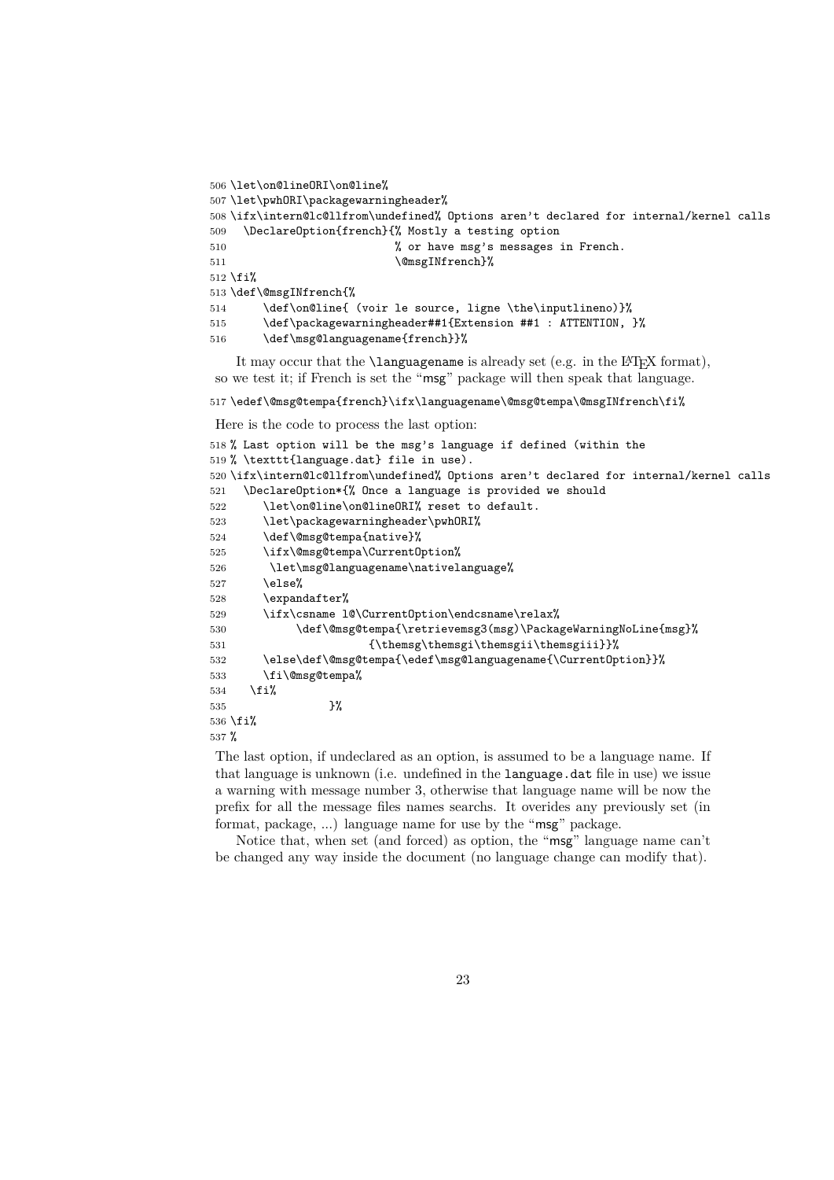```
506 \let\on@lineORI\on@line%
507 \let\pwhORI\packagewarningheader%
508 \ifx\intern@lc@llfrom\undefined% Options aren't declared for internal/kernel calls
509   \DeclareOption{french}{% Mostly a testing option
510                          % or have msg's messages in French.
511                          \@msgINfrench}%
512 \fi%
513 \def\@msgINfrench{%
514      \def\on@line{ (voir le source, ligne \the\inputlineno)}%
515      \def\packagewarningheader##1{Extension ##1 : ATTENTION, }%
516      \def\msg@languagename{french}}%
```

It may occur that the `\languagename` is already set (e.g. in the LaTeX format), so we test it; if French is set the "msg" package will then speak that language.

```
517 \edef\@msg@tempa{french}\ifx\languagename\@msg@tempa\@msgINfrench\fi%
```

Here is the code to process the last option:

```
518 % Last option will be the msg's language if defined (within the
519 % \texttt{language.dat} file in use).
520 \ifx\intern@lc@llfrom\undefined% Options aren't declared for internal/kernel calls
521   \DeclareOption*{% Once a language is provided we should
522      \let\on@line\on@lineORI% reset to default.
523      \let\packagewarningheader\pwhORI%
524      \def\@msg@tempa{native}%
525      \ifx\@msg@tempa\CurrentOption%
526       \let\msg@languagename\nativelanguage%
527      \else%
528      \expandafter%
529      \ifx\csname l@\CurrentOption\endcsname\relax%
530           \def\@msg@tempa{\retrievemsg3(msg)\PackageWarningNoLine{msg}%
531                     {\themsg\themsgi\themsgii\themsgiii}}%
532      \else\def\@msg@tempa{\edef\msg@languagename{\CurrentOption}}%
533      \fi\@msg@tempa%
534    \fi%
535                }%
536 \fi%
537 %
```

The last option, if undeclared as an option, is assumed to be a language name. If that language is unknown (i.e. undefined in the `language.dat` file in use) we issue a warning with message number 3, otherwise that language name will be now the prefix for all the message files names searchs. It overides any previously set (in format, package, ...) language name for use by the "msg" package.

Notice that, when set (and forced) as option, the "msg" language name can't be changed any way inside the document (no language change can modify that).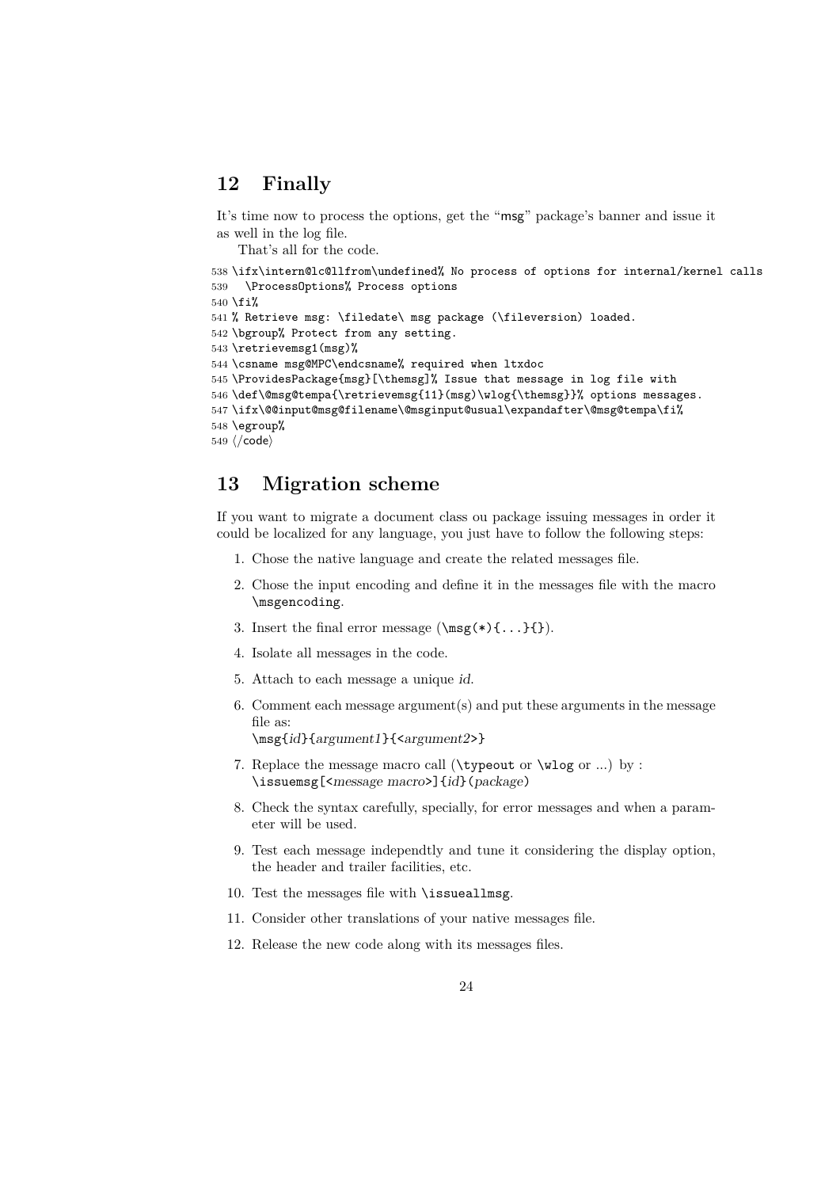## 12 Finally

It's time now to process the options, get the "msg" package's banner and issue it as well in the log file.

That's all for the code.

```
538 \ifx\intern@lc@llfrom\undefined% No process of options for internal/kernel calls
539   \ProcessOptions% Process options
540 \fi%
541 % Retrieve msg: \filedate\ msg package (\fileversion) loaded.
542 \bgroup% Protect from any setting.
543 \retrievemsg1(msg)%
544 \csname msg@MPC\endcsname% required when ltxdoc
545 \ProvidesPackage{msg}[\themsg]% Issue that message in log file with
546 \def\@msg@tempa{\retrievemsg{11}(msg)\wlog{\themsg}}% options messages.
547 \ifx\@@input@msg@filename\@msginput@usual\expandafter\@msg@tempa\fi%
548 \egroup%
549 ⟨/code⟩
```

## 13 Migration scheme

If you want to migrate a document class ou package issuing messages in order it could be localized for any language, you just have to follow the following steps:

1. Chose the native language and create the related messages file.
2. Chose the input encoding and define it in the messages file with the macro `\msgencoding`.
3. Insert the final error message (`\msg(*){...}{}`).
4. Isolate all messages in the code.
5. Attach to each message a unique *id*.
6. Comment each message argument(s) and put these arguments in the message file as:
   `\msg{`*id*`}{`*argument1*`}{<`*argument2*`>}`
7. Replace the message macro call (`\typeout` or `\wlog` or ...) by :
   `\issuemsg[<`*message macro*`>]{`*id*`}(`*package*`)`
8. Check the syntax carefully, specially, for error messages and when a parameter will be used.
9. Test each message independtly and tune it considering the display option, the header and trailer facilities, etc.
10. Test the messages file with `\issueallmsg`.
11. Consider other translations of your native messages file.
12. Release the new code along with its messages files.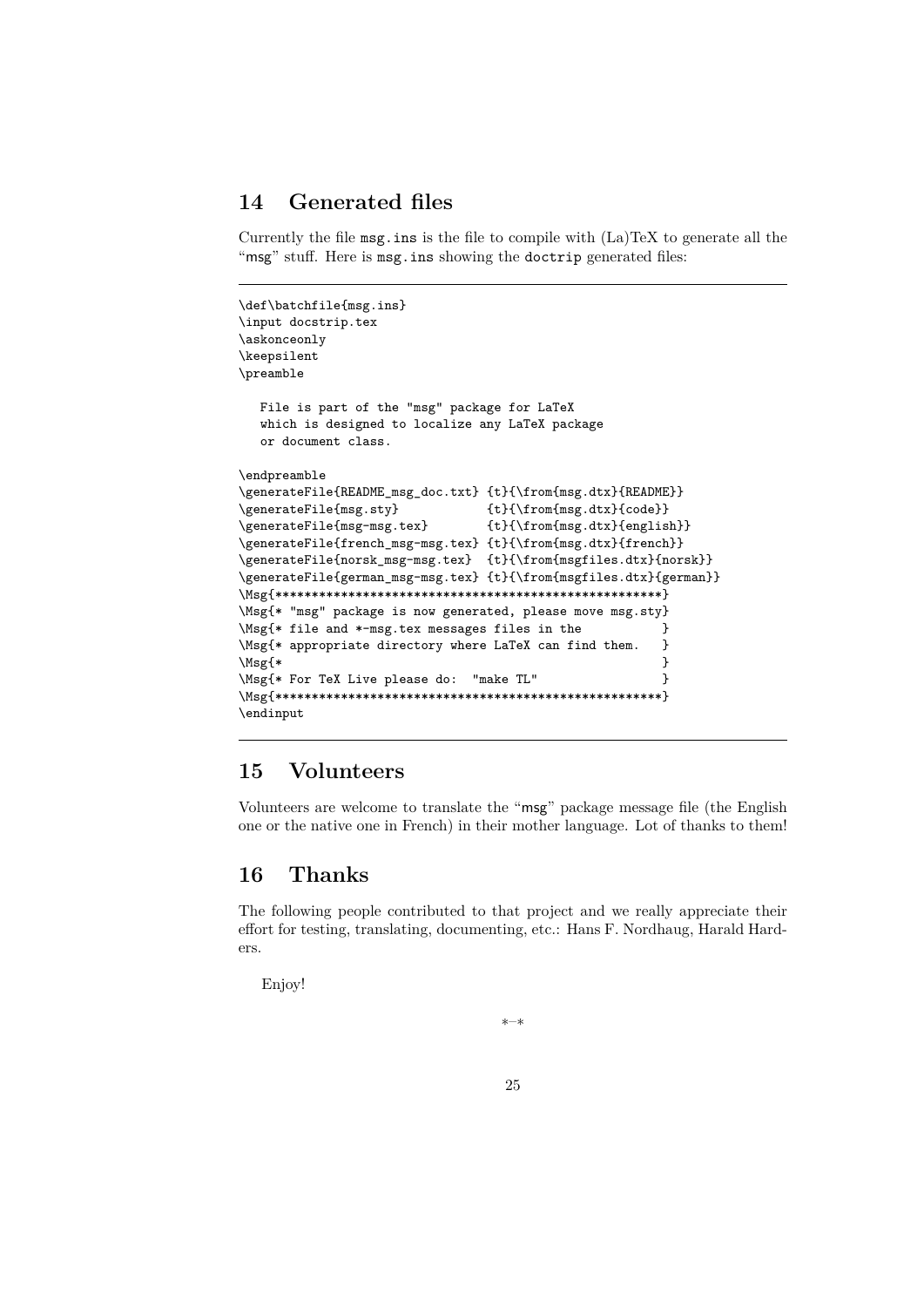## 14 Generated files

Currently the file msg.ins is the file to compile with (La)TeX to generate all the "msg" stuff. Here is msg.ins showing the doctrip generated files:

```
\def\batchfile{msg.ins}
\input docstrip.tex
\askonceonly
\keepsilent
\preamble

   File is part of the "msg" package for LaTeX
   which is designed to localize any LaTeX package
   or document class.

\endpreamble
\generateFile{README_msg_doc.txt} {t}{\from{msg.dtx}{README}}
\generateFile{msg.sty}            {t}{\from{msg.dtx}{code}}
\generateFile{msg-msg.tex}        {t}{\from{msg.dtx}{english}}
\generateFile{french_msg-msg.tex} {t}{\from{msg.dtx}{french}}
\generateFile{norsk_msg-msg.tex}  {t}{\from{msgfiles.dtx}{norsk}}
\generateFile{german_msg-msg.tex} {t}{\from{msgfiles.dtx}{german}}
\Msg{*****************************************************}
\Msg{* "msg" package is now generated, please move msg.sty}
\Msg{* file and *-msg.tex messages files in the          }
\Msg{* appropriate directory where LaTeX can find them.   }
\Msg{*                                                    }
\Msg{* For TeX Live please do:  "make TL"                 }
\Msg{*****************************************************}
\endinput
```

## 15 Volunteers

Volunteers are welcome to translate the "msg" package message file (the English one or the native one in French) in their mother language. Lot of thanks to them!

## 16 Thanks

The following people contributed to that project and we really appreciate their effort for testing, translating, documenting, etc.: Hans F. Nordhaug, Harald Harders.

Enjoy!

*–*